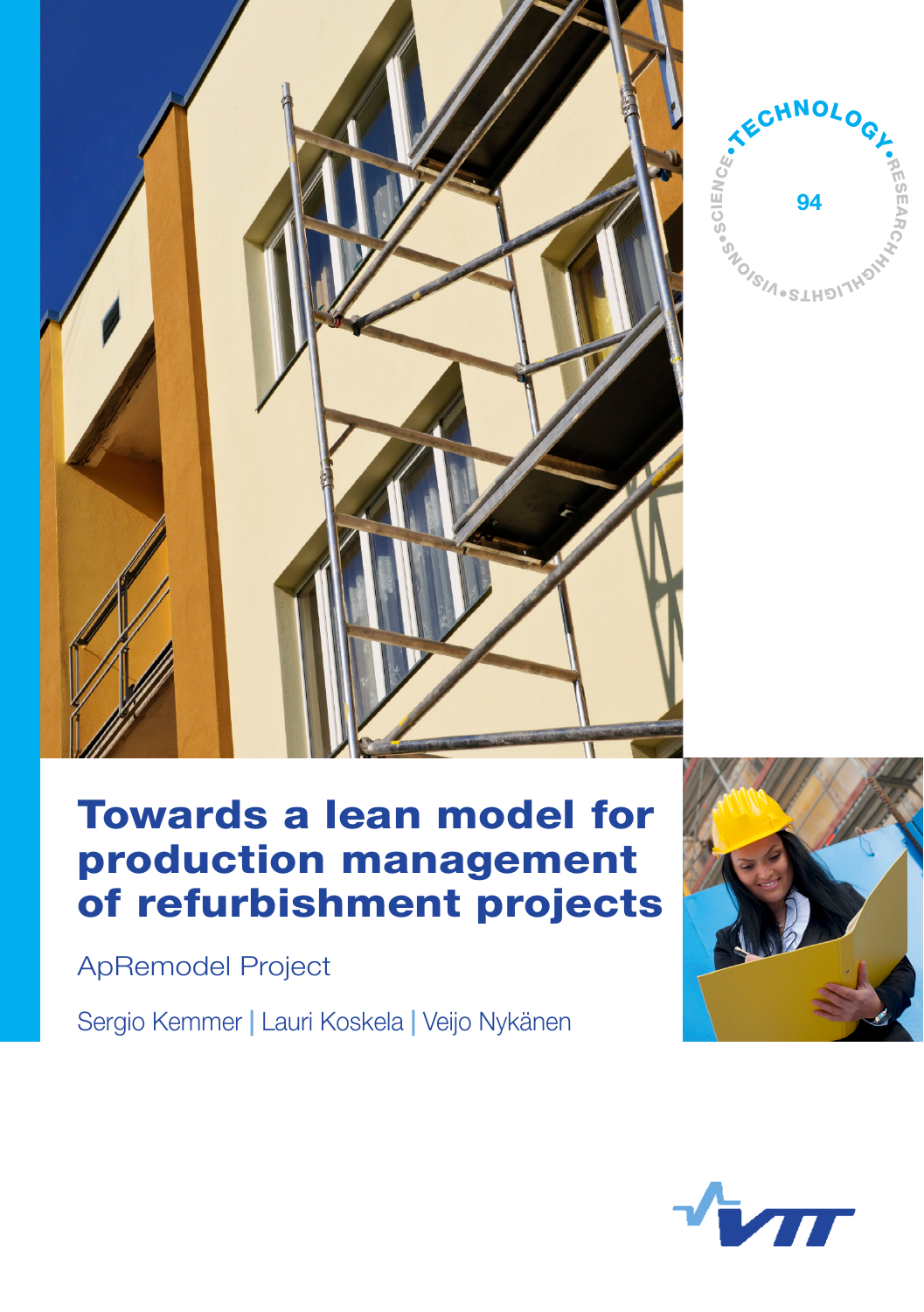# Towards a lean model for production management of refurbishment projects

ApRemodel Project

Sergio Kemmer | Lauri Koskela | Veijo Nykänen

TECHNOLOGY • RESEARCH • HIGHLIGHTS • VISIONS • SCIENCE

94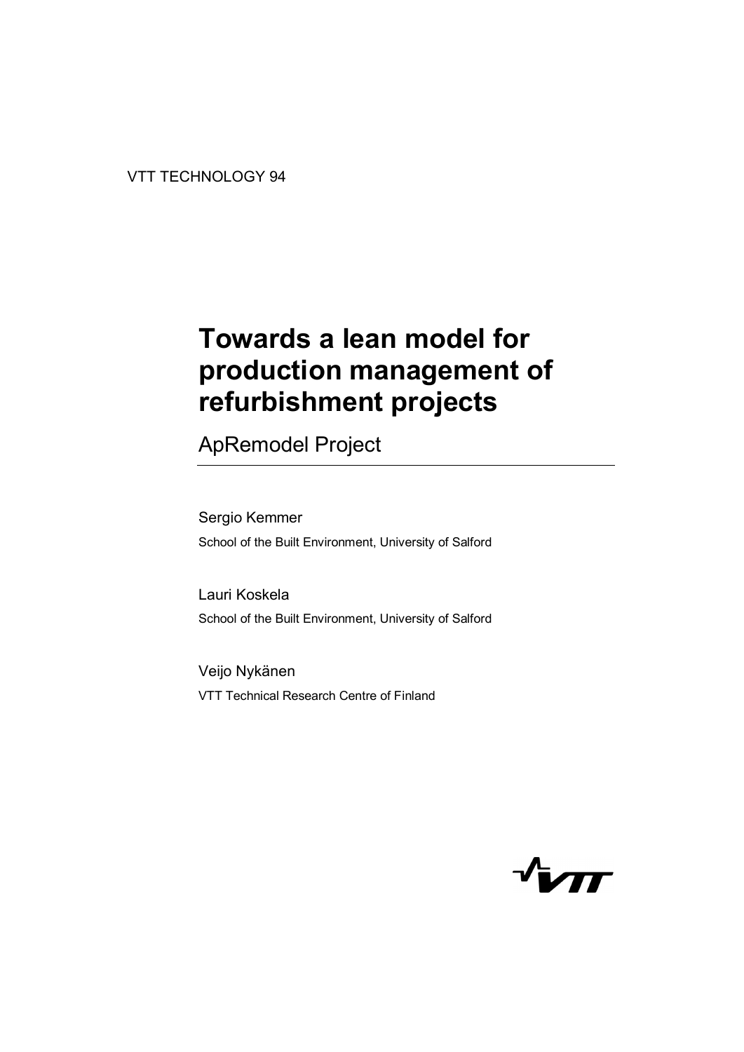VTT TECHNOLOGY 94

# Towards a lean model for production management of refurbishment projects

## ApRemodel Project

Sergio Kemmer

School of the Built Environment, University of Salford

Lauri Koskela

School of the Built Environment, University of Salford

Veijo Nykänen

VTT Technical Research Centre of Finland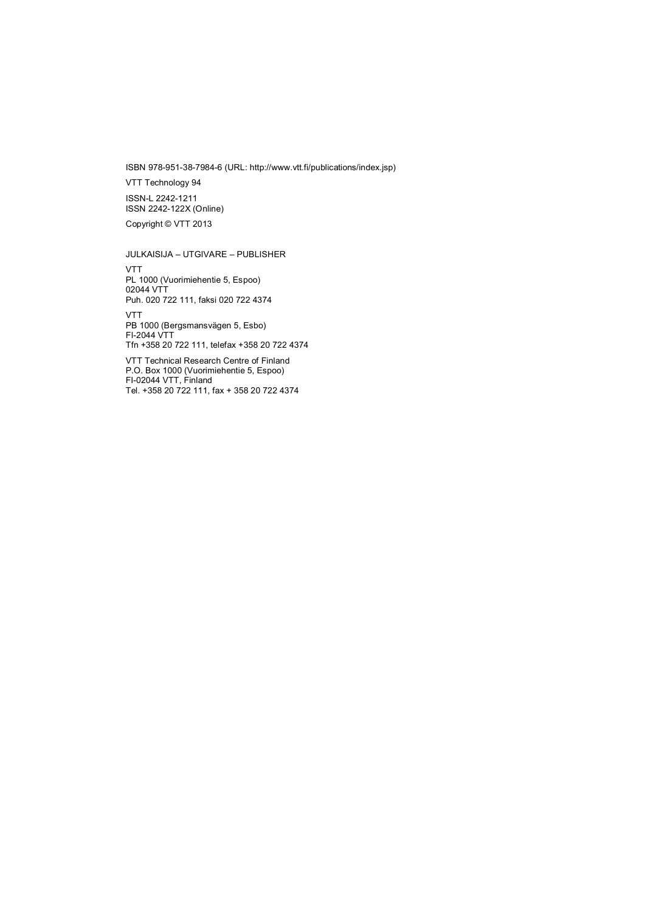ISBN 978-951-38-7984-6 (URL: http://www.vtt.fi/publications/index.jsp)

VTT Technology 94

ISSN-L 2242-1211
ISSN 2242-122X (Online)

Copyright © VTT 2013

JULKAISIJA – UTGIVARE – PUBLISHER

VTT
PL 1000 (Vuorimiehentie 5, Espoo)
02044 VTT
Puh. 020 722 111, faksi 020 722 4374

VTT
PB 1000 (Bergsmansvägen 5, Esbo)
FI-2044 VTT
Tfn +358 20 722 111, telefax +358 20 722 4374

VTT Technical Research Centre of Finland
P.O. Box 1000 (Vuorimiehentie 5, Espoo)
FI-02044 VTT, Finland
Tel. +358 20 722 111, fax + 358 20 722 4374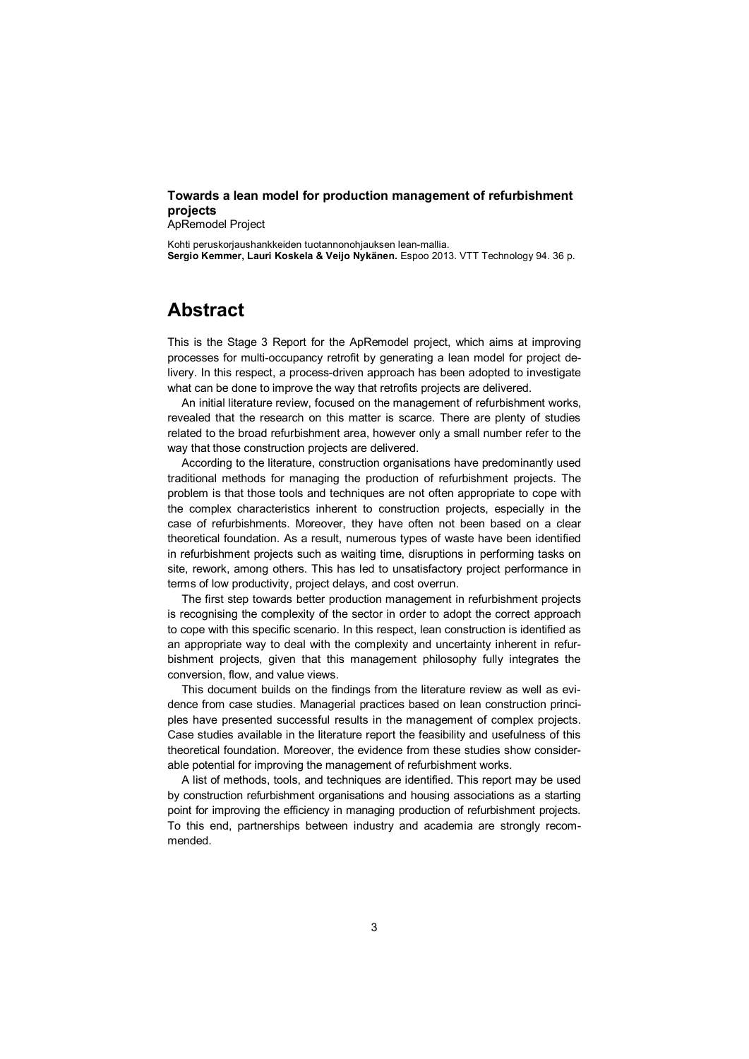**Towards a lean model for production management of refurbishment projects**
ApRemodel Project

Kohti peruskorjaushankkeiden tuotannonohjauksen lean-mallia.
**Sergio Kemmer, Lauri Koskela & Veijo Nykänen.** Espoo 2013. VTT Technology 94. 36 p.

# Abstract

This is the Stage 3 Report for the ApRemodel project, which aims at improving processes for multi-occupancy retrofit by generating a lean model for project delivery. In this respect, a process-driven approach has been adopted to investigate what can be done to improve the way that retrofits projects are delivered.

An initial literature review, focused on the management of refurbishment works, revealed that the research on this matter is scarce. There are plenty of studies related to the broad refurbishment area, however only a small number refer to the way that those construction projects are delivered.

According to the literature, construction organisations have predominantly used traditional methods for managing the production of refurbishment projects. The problem is that those tools and techniques are not often appropriate to cope with the complex characteristics inherent to construction projects, especially in the case of refurbishments. Moreover, they have often not been based on a clear theoretical foundation. As a result, numerous types of waste have been identified in refurbishment projects such as waiting time, disruptions in performing tasks on site, rework, among others. This has led to unsatisfactory project performance in terms of low productivity, project delays, and cost overrun.

The first step towards better production management in refurbishment projects is recognising the complexity of the sector in order to adopt the correct approach to cope with this specific scenario. In this respect, lean construction is identified as an appropriate way to deal with the complexity and uncertainty inherent in refurbishment projects, given that this management philosophy fully integrates the conversion, flow, and value views.

This document builds on the findings from the literature review as well as evidence from case studies. Managerial practices based on lean construction principles have presented successful results in the management of complex projects. Case studies available in the literature report the feasibility and usefulness of this theoretical foundation. Moreover, the evidence from these studies show considerable potential for improving the management of refurbishment works.

A list of methods, tools, and techniques are identified. This report may be used by construction refurbishment organisations and housing associations as a starting point for improving the efficiency in managing production of refurbishment projects. To this end, partnerships between industry and academia are strongly recommended.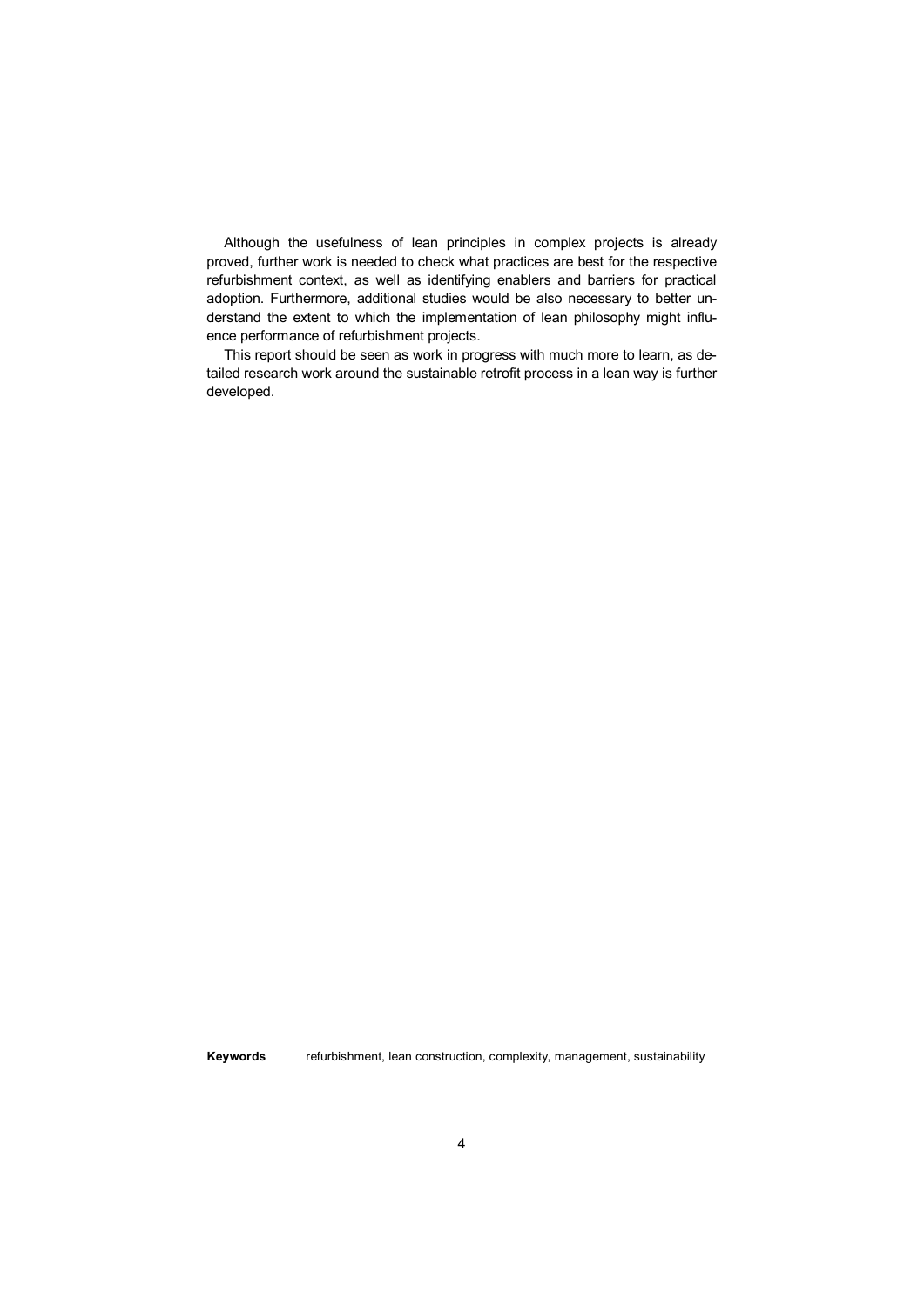Although the usefulness of lean principles in complex projects is already proved, further work is needed to check what practices are best for the respective refurbishment context, as well as identifying enablers and barriers for practical adoption. Furthermore, additional studies would be also necessary to better understand the extent to which the implementation of lean philosophy might influence performance of refurbishment projects.

This report should be seen as work in progress with much more to learn, as detailed research work around the sustainable retrofit process in a lean way is further developed.

**Keywords** refurbishment, lean construction, complexity, management, sustainability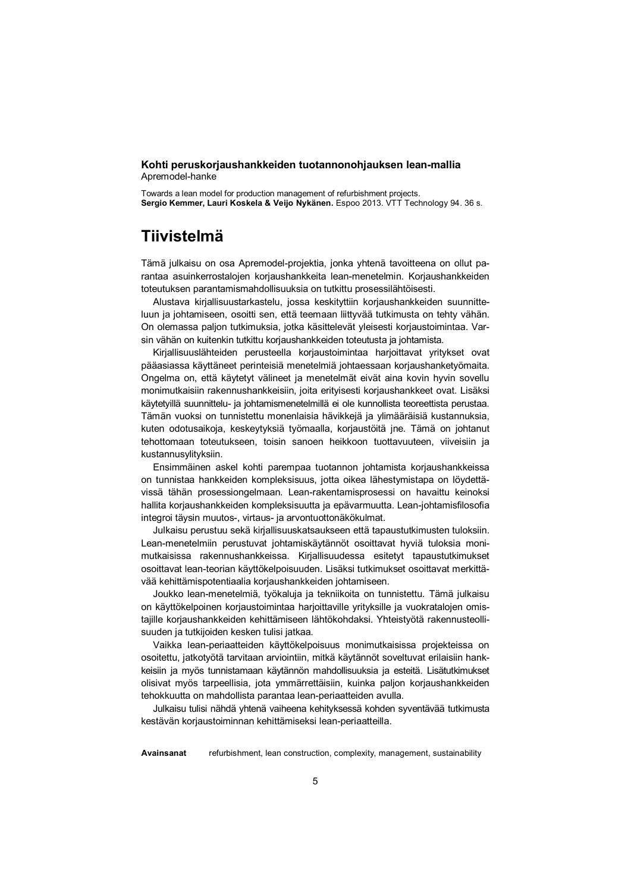**Kohti peruskorjaushankkeiden tuotannonohjauksen lean-mallia**
Apremodel-hanke

Towards a lean model for production management of refurbishment projects.
**Sergio Kemmer, Lauri Koskela & Veijo Nykänen.** Espoo 2013. VTT Technology 94. 36 s.

# Tiivistelmä

Tämä julkaisu on osa Apremodel-projektia, jonka yhtenä tavoitteena on ollut parantaa asuinkerrostalojen korjaushankkeita lean-menetelmin. Korjaushankkeiden toteutuksen parantamismahdollisuuksia on tutkittu prosessilähtöisesti.

Alustava kirjallisuustarkastelu, jossa keskityttiin korjaushankkeiden suunnitteluun ja johtamiseen, osoitti sen, että teemaan liittyvää tutkimusta on tehty vähän. On olemassa paljon tutkimuksia, jotka käsittelevät yleisesti korjaustoimintaa. Varsin vähän on kuitenkin tutkittu korjaushankkeiden toteutusta ja johtamista.

Kirjallisuuslähteiden perusteella korjaustoimintaa harjoittavat yritykset ovat pääasiassa käyttäneet perinteisiä menetelmiä johtaessaan korjaushanketyömaita. Ongelma on, että käytetyt välineet ja menetelmät eivät aina kovin hyvin sovellu monimutkaisiin rakennushankkeisiin, joita erityisesti korjaushankkeet ovat. Lisäksi käytetyillä suunnittelu- ja johtamismenetelmillä ei ole kunnollista teoreettista perustaa. Tämän vuoksi on tunnistettu monenlaisia hävikkejä ja ylimääräisiä kustannuksia, kuten odotusaikoja, keskeytyksiä työmaalla, korjaustöitä jne. Tämä on johtanut tehottomaan toteutukseen, toisin sanoen heikkoon tuottavuuteen, viiveisiin ja kustannusylityksiin.

Ensimmäinen askel kohti parempaa tuotannon johtamista korjaushankkeissa on tunnistaa hankkeiden kompleksisuus, jotta oikea lähestymistapa on löydettävissä tähän prosessiongelmaan. Lean-rakentamisprosessi on havaittu keinoksi hallita korjaushankkeiden kompleksisuutta ja epävarmuutta. Lean-johtamisfilosofia integroi täysin muutos-, virtaus- ja arvontuottonäkökulmat.

Julkaisu perustuu sekä kirjallisuuskatsaukseen että tapaustutkimusten tuloksiin. Lean-menetelmiin perustuvat johtamiskäytännöt osoittavat hyviä tuloksia monimutkaisissa rakennushankkeissa. Kirjallisuudessa esitetyt tapaustutkimukset osoittavat lean-teorian käyttökelpoisuuden. Lisäksi tutkimukset osoittavat merkittävää kehittämispotentiaalia korjaushankkeiden johtamiseen.

Joukko lean-menetelmiä, työkaluja ja tekniikoita on tunnistettu. Tämä julkaisu on käyttökelpoinen korjaustoimintaa harjoittaville yrityksille ja vuokratalojen omistajille korjaushankkeiden kehittämiseen lähtökohdaksi. Yhteistyötä rakennusteollisuuden ja tutkijoiden kesken tulisi jatkaa.

Vaikka lean-periaatteiden käyttökelpoisuus monimutkaisissa projekteissa on osoitettu, jatkotyötä tarvitaan arviointiin, mitkä käytännöt soveltuvat erilaisiin hankkeisiin ja myös tunnistamaan käytännön mahdollisuuksia ja esteitä. Lisätutkimukset olisivat myös tarpeellisia, jota ymmärrettäisiin, kuinka paljon korjaushankkeiden tehokkuutta on mahdollista parantaa lean-periaatteiden avulla.

Julkaisu tulisi nähdä yhtenä vaiheena kehityksessä kohden syventävää tutkimusta kestävän korjaustoiminnan kehittämiseksi lean-periaatteilla.

**Avainsanat** refurbishment, lean construction, complexity, management, sustainability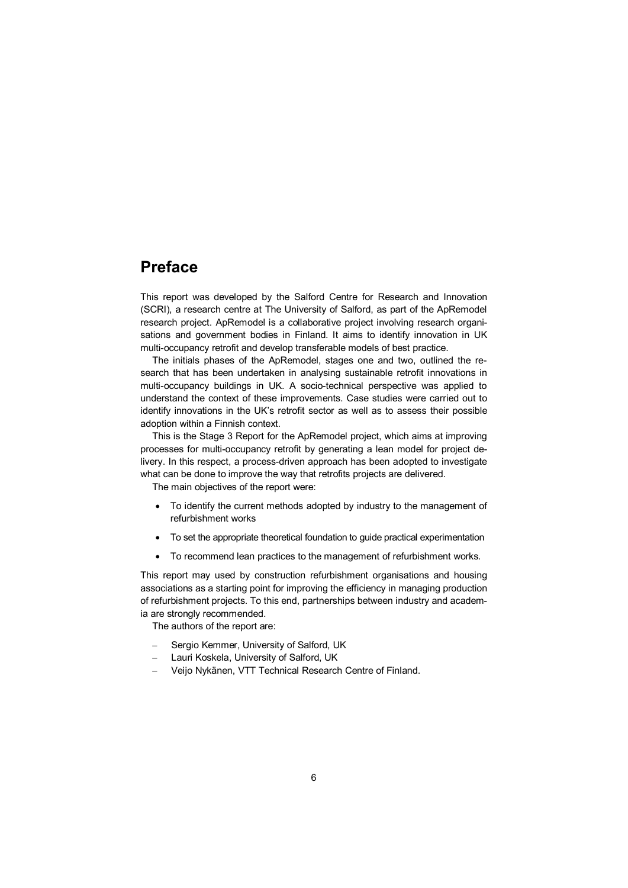# Preface

This report was developed by the Salford Centre for Research and Innovation (SCRI), a research centre at The University of Salford, as part of the ApRemodel research project. ApRemodel is a collaborative project involving research organisations and government bodies in Finland. It aims to identify innovation in UK multi-occupancy retrofit and develop transferable models of best practice.

The initials phases of the ApRemodel, stages one and two, outlined the research that has been undertaken in analysing sustainable retrofit innovations in multi-occupancy buildings in UK. A socio-technical perspective was applied to understand the context of these improvements. Case studies were carried out to identify innovations in the UK's retrofit sector as well as to assess their possible adoption within a Finnish context.

This is the Stage 3 Report for the ApRemodel project, which aims at improving processes for multi-occupancy retrofit by generating a lean model for project delivery. In this respect, a process-driven approach has been adopted to investigate what can be done to improve the way that retrofits projects are delivered.

The main objectives of the report were:

- To identify the current methods adopted by industry to the management of refurbishment works
- To set the appropriate theoretical foundation to guide practical experimentation
- To recommend lean practices to the management of refurbishment works.

This report may used by construction refurbishment organisations and housing associations as a starting point for improving the efficiency in managing production of refurbishment projects. To this end, partnerships between industry and academia are strongly recommended.

The authors of the report are:

- Sergio Kemmer, University of Salford, UK
- Lauri Koskela, University of Salford, UK
- Veijo Nykänen, VTT Technical Research Centre of Finland.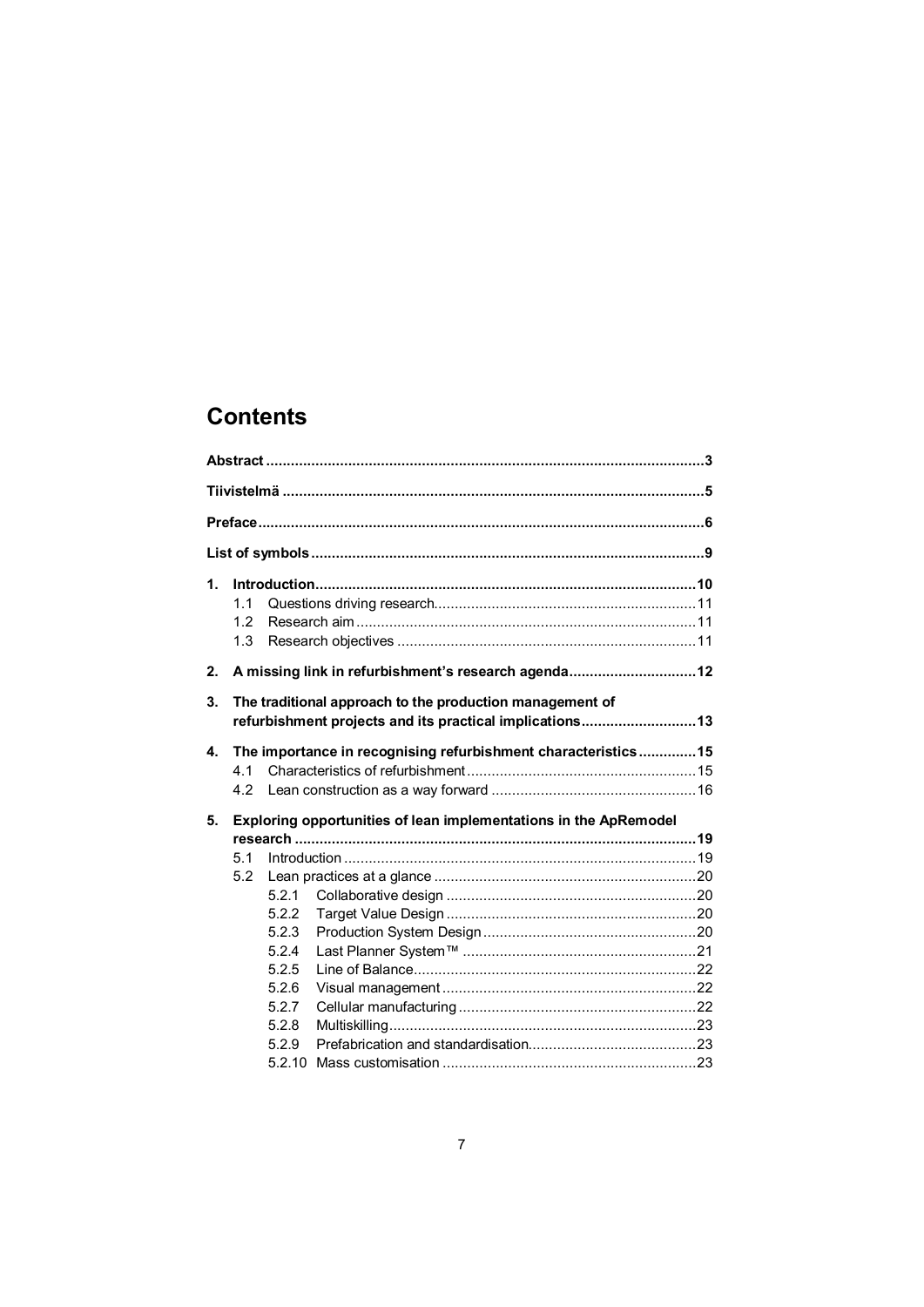# Contents

**Abstract** ..... **3**

**Tiivistelmä** ..... **5**

**Preface** ..... **6**

**List of symbols** ..... **9**

**1. Introduction** ..... **10**
- 1.1 Questions driving research ..... 11
- 1.2 Research aim ..... 11
- 1.3 Research objectives ..... 11

**2. A missing link in refurbishment's research agenda** ..... **12**

**3. The traditional approach to the production management of refurbishment projects and its practical implications** ..... **13**

**4. The importance in recognising refurbishment characteristics** ..... **15**
- 4.1 Characteristics of refurbishment ..... 15
- 4.2 Lean construction as a way forward ..... 16

**5. Exploring opportunities of lean implementations in the ApRemodel research** ..... **19**
- 5.1 Introduction ..... 19
- 5.2 Lean practices at a glance ..... 20
  - 5.2.1 Collaborative design ..... 20
  - 5.2.2 Target Value Design ..... 20
  - 5.2.3 Production System Design ..... 20
  - 5.2.4 Last Planner System™ ..... 21
  - 5.2.5 Line of Balance ..... 22
  - 5.2.6 Visual management ..... 22
  - 5.2.7 Cellular manufacturing ..... 22
  - 5.2.8 Multiskilling ..... 23
  - 5.2.9 Prefabrication and standardisation ..... 23
  - 5.2.10 Mass customisation ..... 23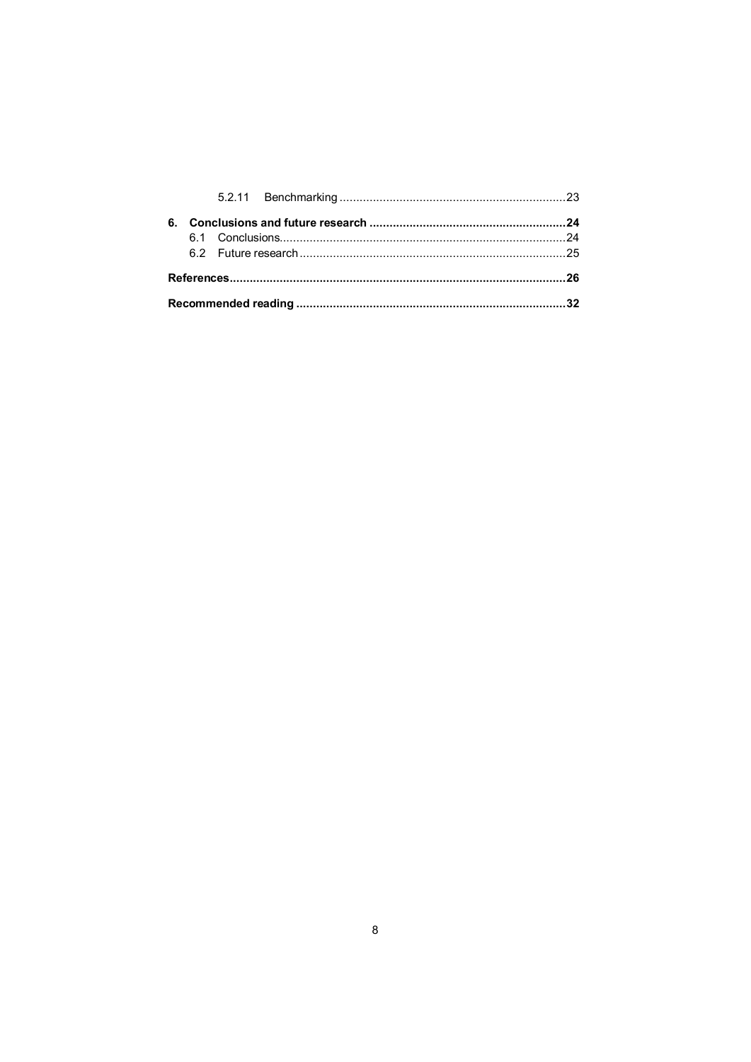5.2.11 Benchmarking ....................................................................23

**6. Conclusions and future research ...........................................................24**

6.1 Conclusions.....................................................................................24

6.2 Future research ................................................................................25

**References....................................................................................................26**

**Recommended reading .................................................................................32**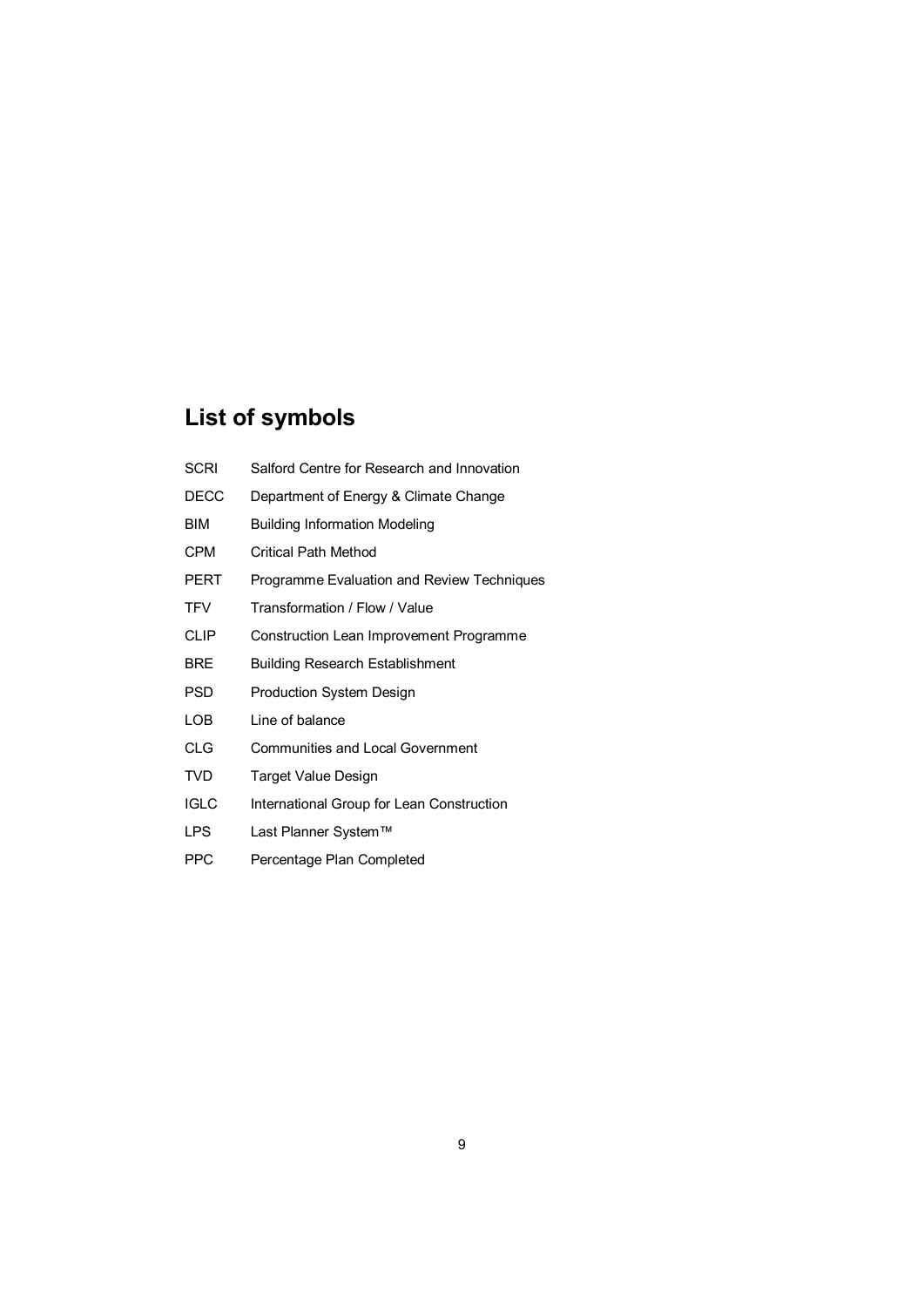## List of symbols

| | |
|---|---|
| SCRI | Salford Centre for Research and Innovation |
| DECC | Department of Energy & Climate Change |
| BIM | Building Information Modeling |
| CPM | Critical Path Method |
| PERT | Programme Evaluation and Review Techniques |
| TFV | Transformation / Flow / Value |
| CLIP | Construction Lean Improvement Programme |
| BRE | Building Research Establishment |
| PSD | Production System Design |
| LOB | Line of balance |
| CLG | Communities and Local Government |
| TVD | Target Value Design |
| IGLC | International Group for Lean Construction |
| LPS | Last Planner System™ |
| PPC | Percentage Plan Completed |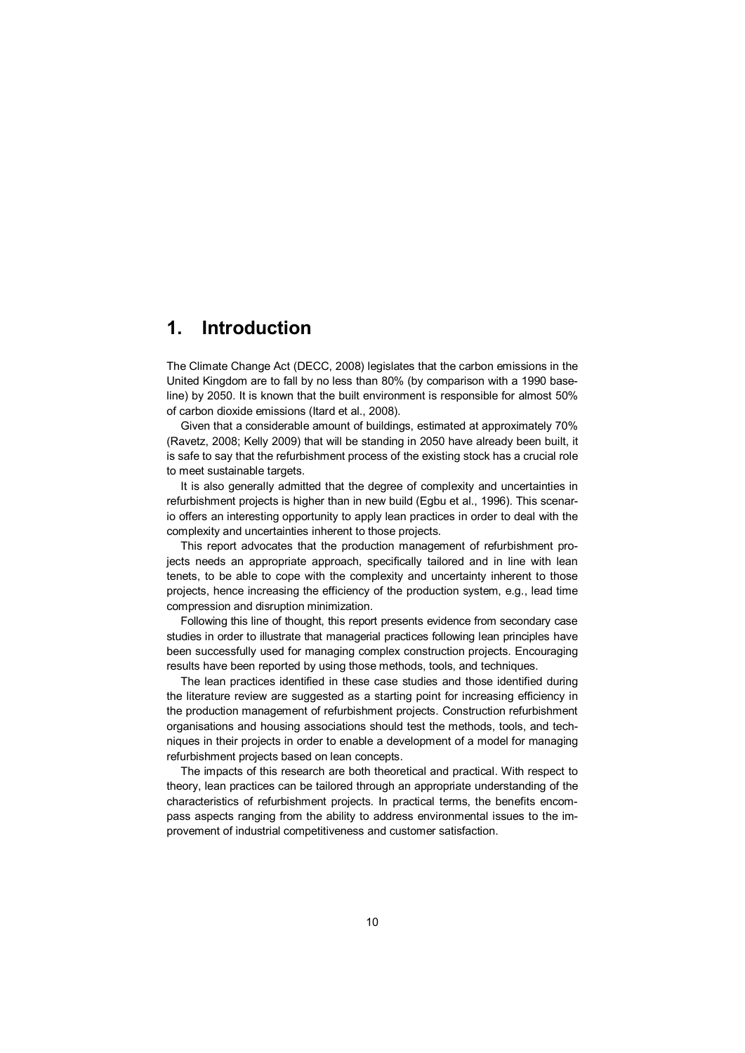# 1. Introduction

The Climate Change Act (DECC, 2008) legislates that the carbon emissions in the United Kingdom are to fall by no less than 80% (by comparison with a 1990 baseline) by 2050. It is known that the built environment is responsible for almost 50% of carbon dioxide emissions (Itard et al., 2008).

Given that a considerable amount of buildings, estimated at approximately 70% (Ravetz, 2008; Kelly 2009) that will be standing in 2050 have already been built, it is safe to say that the refurbishment process of the existing stock has a crucial role to meet sustainable targets.

It is also generally admitted that the degree of complexity and uncertainties in refurbishment projects is higher than in new build (Egbu et al., 1996). This scenario offers an interesting opportunity to apply lean practices in order to deal with the complexity and uncertainties inherent to those projects.

This report advocates that the production management of refurbishment projects needs an appropriate approach, specifically tailored and in line with lean tenets, to be able to cope with the complexity and uncertainty inherent to those projects, hence increasing the efficiency of the production system, e.g., lead time compression and disruption minimization.

Following this line of thought, this report presents evidence from secondary case studies in order to illustrate that managerial practices following lean principles have been successfully used for managing complex construction projects. Encouraging results have been reported by using those methods, tools, and techniques.

The lean practices identified in these case studies and those identified during the literature review are suggested as a starting point for increasing efficiency in the production management of refurbishment projects. Construction refurbishment organisations and housing associations should test the methods, tools, and techniques in their projects in order to enable a development of a model for managing refurbishment projects based on lean concepts.

The impacts of this research are both theoretical and practical. With respect to theory, lean practices can be tailored through an appropriate understanding of the characteristics of refurbishment projects. In practical terms, the benefits encompass aspects ranging from the ability to address environmental issues to the improvement of industrial competitiveness and customer satisfaction.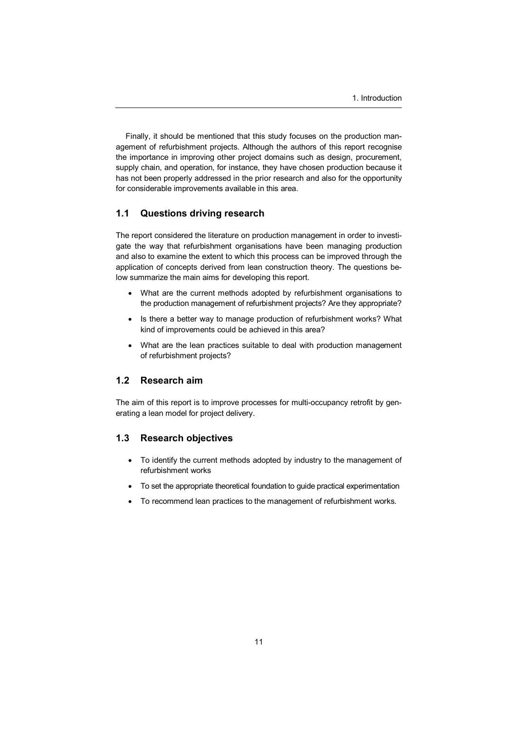Finally, it should be mentioned that this study focuses on the production management of refurbishment projects. Although the authors of this report recognise the importance in improving other project domains such as design, procurement, supply chain, and operation, for instance, they have chosen production because it has not been properly addressed in the prior research and also for the opportunity for considerable improvements available in this area.

## 1.1 Questions driving research

The report considered the literature on production management in order to investigate the way that refurbishment organisations have been managing production and also to examine the extent to which this process can be improved through the application of concepts derived from lean construction theory. The questions below summarize the main aims for developing this report.

- What are the current methods adopted by refurbishment organisations to the production management of refurbishment projects? Are they appropriate?
- Is there a better way to manage production of refurbishment works? What kind of improvements could be achieved in this area?
- What are the lean practices suitable to deal with production management of refurbishment projects?

## 1.2 Research aim

The aim of this report is to improve processes for multi-occupancy retrofit by generating a lean model for project delivery.

## 1.3 Research objectives

- To identify the current methods adopted by industry to the management of refurbishment works
- To set the appropriate theoretical foundation to guide practical experimentation
- To recommend lean practices to the management of refurbishment works.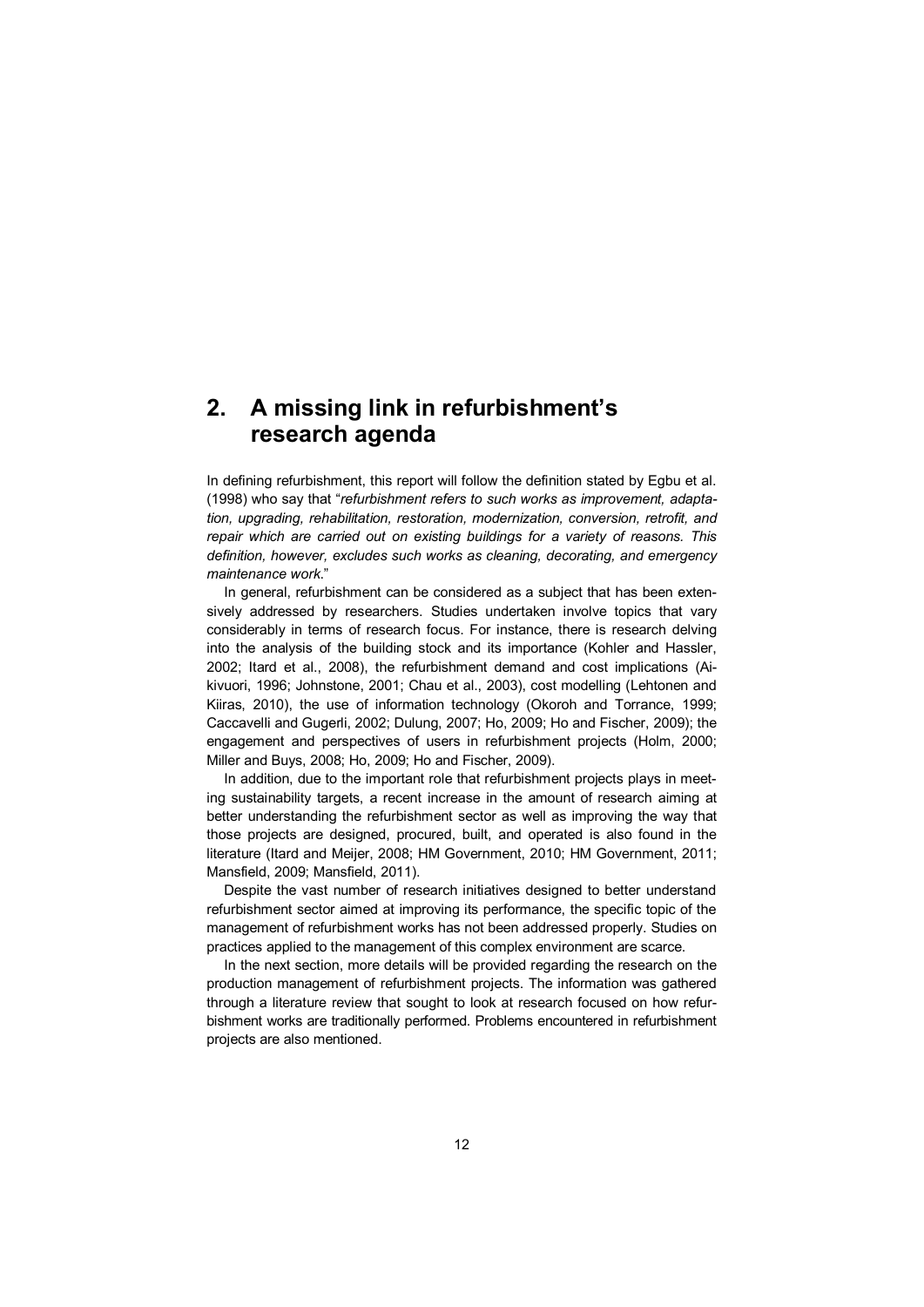# 2. A missing link in refurbishment's research agenda

In defining refurbishment, this report will follow the definition stated by Egbu et al. (1998) who say that "*refurbishment refers to such works as improvement, adaptation, upgrading, rehabilitation, restoration, modernization, conversion, retrofit, and repair which are carried out on existing buildings for a variety of reasons. This definition, however, excludes such works as cleaning, decorating, and emergency maintenance work*."

In general, refurbishment can be considered as a subject that has been extensively addressed by researchers. Studies undertaken involve topics that vary considerably in terms of research focus. For instance, there is research delving into the analysis of the building stock and its importance (Kohler and Hassler, 2002; Itard et al., 2008), the refurbishment demand and cost implications (Aikivuori, 1996; Johnstone, 2001; Chau et al., 2003), cost modelling (Lehtonen and Kiiras, 2010), the use of information technology (Okoroh and Torrance, 1999; Caccavelli and Gugerli, 2002; Dulung, 2007; Ho, 2009; Ho and Fischer, 2009); the engagement and perspectives of users in refurbishment projects (Holm, 2000; Miller and Buys, 2008; Ho, 2009; Ho and Fischer, 2009).

In addition, due to the important role that refurbishment projects plays in meeting sustainability targets, a recent increase in the amount of research aiming at better understanding the refurbishment sector as well as improving the way that those projects are designed, procured, built, and operated is also found in the literature (Itard and Meijer, 2008; HM Government, 2010; HM Government, 2011; Mansfield, 2009; Mansfield, 2011).

Despite the vast number of research initiatives designed to better understand refurbishment sector aimed at improving its performance, the specific topic of the management of refurbishment works has not been addressed properly. Studies on practices applied to the management of this complex environment are scarce.

In the next section, more details will be provided regarding the research on the production management of refurbishment projects. The information was gathered through a literature review that sought to look at research focused on how refurbishment works are traditionally performed. Problems encountered in refurbishment projects are also mentioned.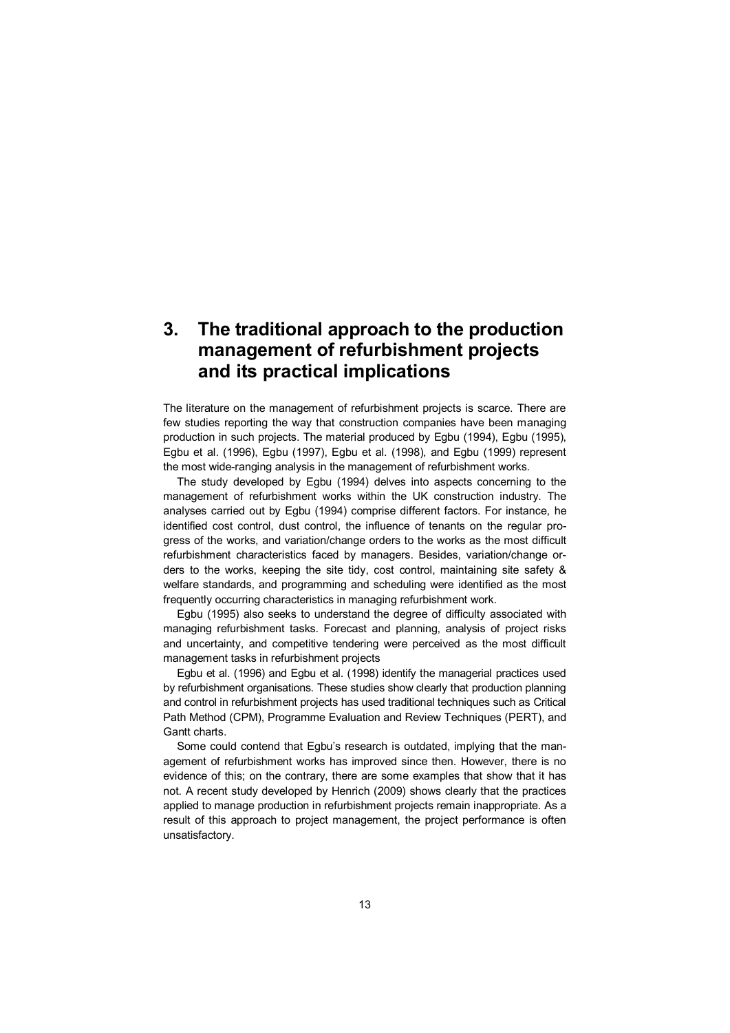# 3. The traditional approach to the production management of refurbishment projects and its practical implications

The literature on the management of refurbishment projects is scarce. There are few studies reporting the way that construction companies have been managing production in such projects. The material produced by Egbu (1994), Egbu (1995), Egbu et al. (1996), Egbu (1997), Egbu et al. (1998), and Egbu (1999) represent the most wide-ranging analysis in the management of refurbishment works.

The study developed by Egbu (1994) delves into aspects concerning to the management of refurbishment works within the UK construction industry. The analyses carried out by Egbu (1994) comprise different factors. For instance, he identified cost control, dust control, the influence of tenants on the regular progress of the works, and variation/change orders to the works as the most difficult refurbishment characteristics faced by managers. Besides, variation/change orders to the works, keeping the site tidy, cost control, maintaining site safety & welfare standards, and programming and scheduling were identified as the most frequently occurring characteristics in managing refurbishment work.

Egbu (1995) also seeks to understand the degree of difficulty associated with managing refurbishment tasks. Forecast and planning, analysis of project risks and uncertainty, and competitive tendering were perceived as the most difficult management tasks in refurbishment projects

Egbu et al. (1996) and Egbu et al. (1998) identify the managerial practices used by refurbishment organisations. These studies show clearly that production planning and control in refurbishment projects has used traditional techniques such as Critical Path Method (CPM), Programme Evaluation and Review Techniques (PERT), and Gantt charts.

Some could contend that Egbu's research is outdated, implying that the management of refurbishment works has improved since then. However, there is no evidence of this; on the contrary, there are some examples that show that it has not. A recent study developed by Henrich (2009) shows clearly that the practices applied to manage production in refurbishment projects remain inappropriate. As a result of this approach to project management, the project performance is often unsatisfactory.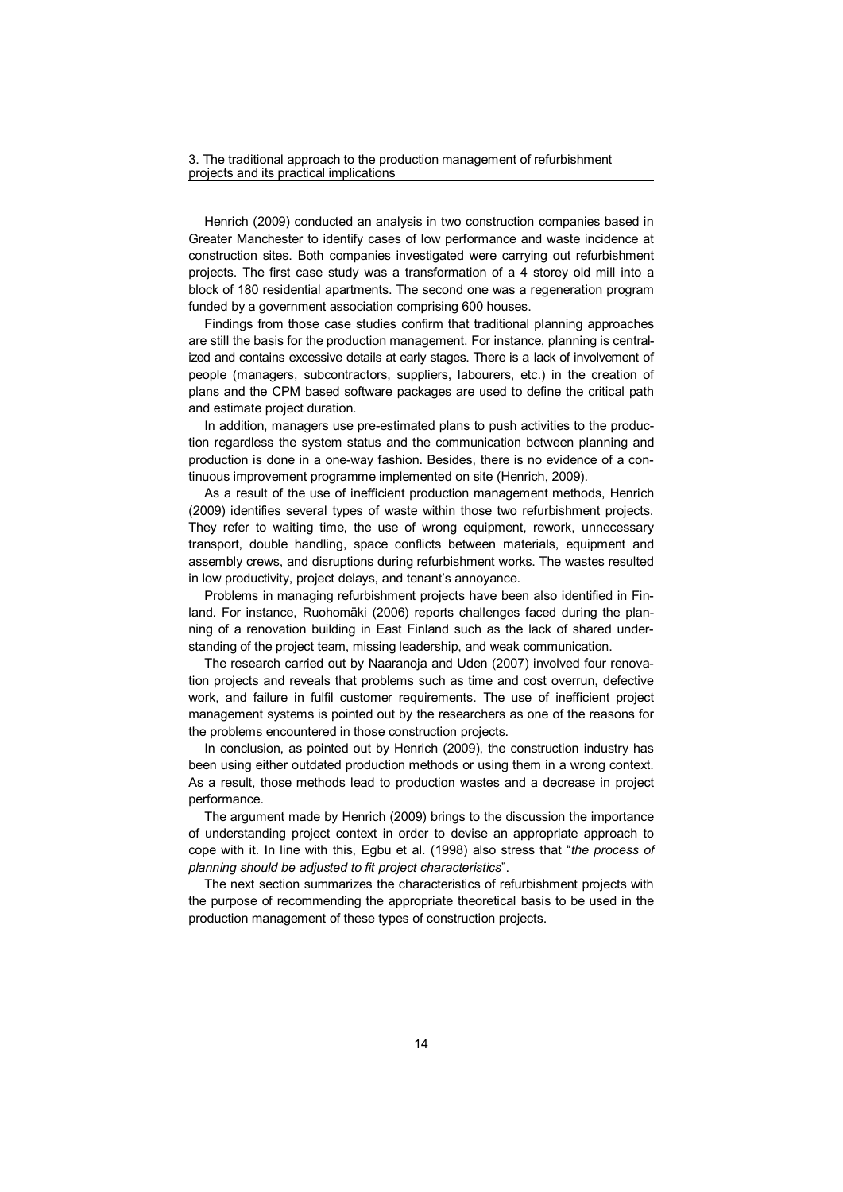Henrich (2009) conducted an analysis in two construction companies based in Greater Manchester to identify cases of low performance and waste incidence at construction sites. Both companies investigated were carrying out refurbishment projects. The first case study was a transformation of a 4 storey old mill into a block of 180 residential apartments. The second one was a regeneration program funded by a government association comprising 600 houses.

Findings from those case studies confirm that traditional planning approaches are still the basis for the production management. For instance, planning is centralized and contains excessive details at early stages. There is a lack of involvement of people (managers, subcontractors, suppliers, labourers, etc.) in the creation of plans and the CPM based software packages are used to define the critical path and estimate project duration.

In addition, managers use pre-estimated plans to push activities to the production regardless the system status and the communication between planning and production is done in a one-way fashion. Besides, there is no evidence of a continuous improvement programme implemented on site (Henrich, 2009).

As a result of the use of inefficient production management methods, Henrich (2009) identifies several types of waste within those two refurbishment projects. They refer to waiting time, the use of wrong equipment, rework, unnecessary transport, double handling, space conflicts between materials, equipment and assembly crews, and disruptions during refurbishment works. The wastes resulted in low productivity, project delays, and tenant's annoyance.

Problems in managing refurbishment projects have been also identified in Finland. For instance, Ruohomäki (2006) reports challenges faced during the planning of a renovation building in East Finland such as the lack of shared understanding of the project team, missing leadership, and weak communication.

The research carried out by Naaranoja and Uden (2007) involved four renovation projects and reveals that problems such as time and cost overrun, defective work, and failure in fulfil customer requirements. The use of inefficient project management systems is pointed out by the researchers as one of the reasons for the problems encountered in those construction projects.

In conclusion, as pointed out by Henrich (2009), the construction industry has been using either outdated production methods or using them in a wrong context. As a result, those methods lead to production wastes and a decrease in project performance.

The argument made by Henrich (2009) brings to the discussion the importance of understanding project context in order to devise an appropriate approach to cope with it. In line with this, Egbu et al. (1998) also stress that "*the process of planning should be adjusted to fit project characteristics*".

The next section summarizes the characteristics of refurbishment projects with the purpose of recommending the appropriate theoretical basis to be used in the production management of these types of construction projects.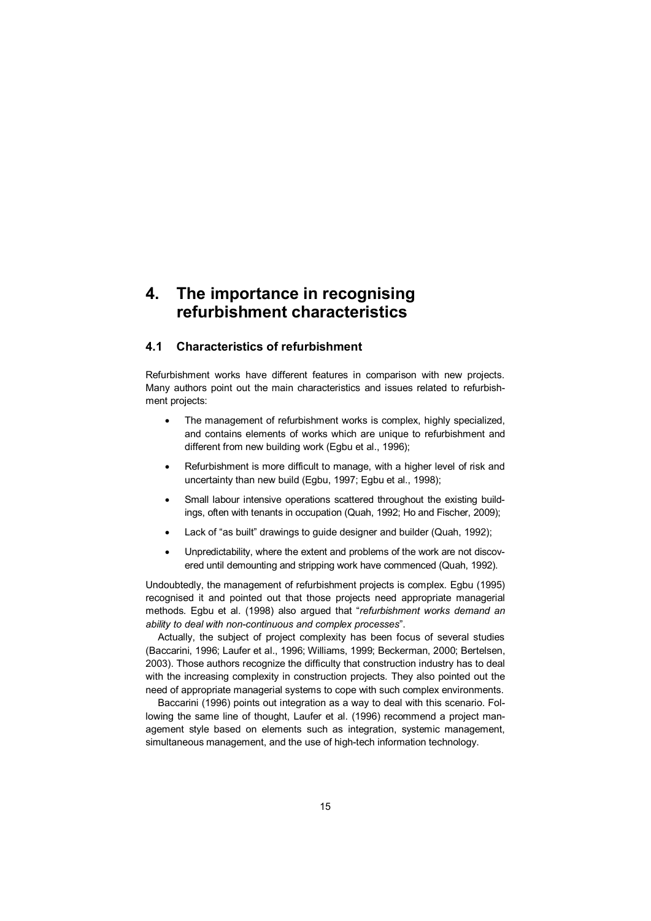# 4. The importance in recognising refurbishment characteristics

## 4.1 Characteristics of refurbishment

Refurbishment works have different features in comparison with new projects. Many authors point out the main characteristics and issues related to refurbishment projects:

- The management of refurbishment works is complex, highly specialized, and contains elements of works which are unique to refurbishment and different from new building work (Egbu et al., 1996);
- Refurbishment is more difficult to manage, with a higher level of risk and uncertainty than new build (Egbu, 1997; Egbu et al., 1998);
- Small labour intensive operations scattered throughout the existing buildings, often with tenants in occupation (Quah, 1992; Ho and Fischer, 2009);
- Lack of "as built" drawings to guide designer and builder (Quah, 1992);
- Unpredictability, where the extent and problems of the work are not discovered until demounting and stripping work have commenced (Quah, 1992).

Undoubtedly, the management of refurbishment projects is complex. Egbu (1995) recognised it and pointed out that those projects need appropriate managerial methods. Egbu et al. (1998) also argued that "*refurbishment works demand an ability to deal with non-continuous and complex processes*".

Actually, the subject of project complexity has been focus of several studies (Baccarini, 1996; Laufer et al., 1996; Williams, 1999; Beckerman, 2000; Bertelsen, 2003). Those authors recognize the difficulty that construction industry has to deal with the increasing complexity in construction projects. They also pointed out the need of appropriate managerial systems to cope with such complex environments.

Baccarini (1996) points out integration as a way to deal with this scenario. Following the same line of thought, Laufer et al. (1996) recommend a project management style based on elements such as integration, systemic management, simultaneous management, and the use of high-tech information technology.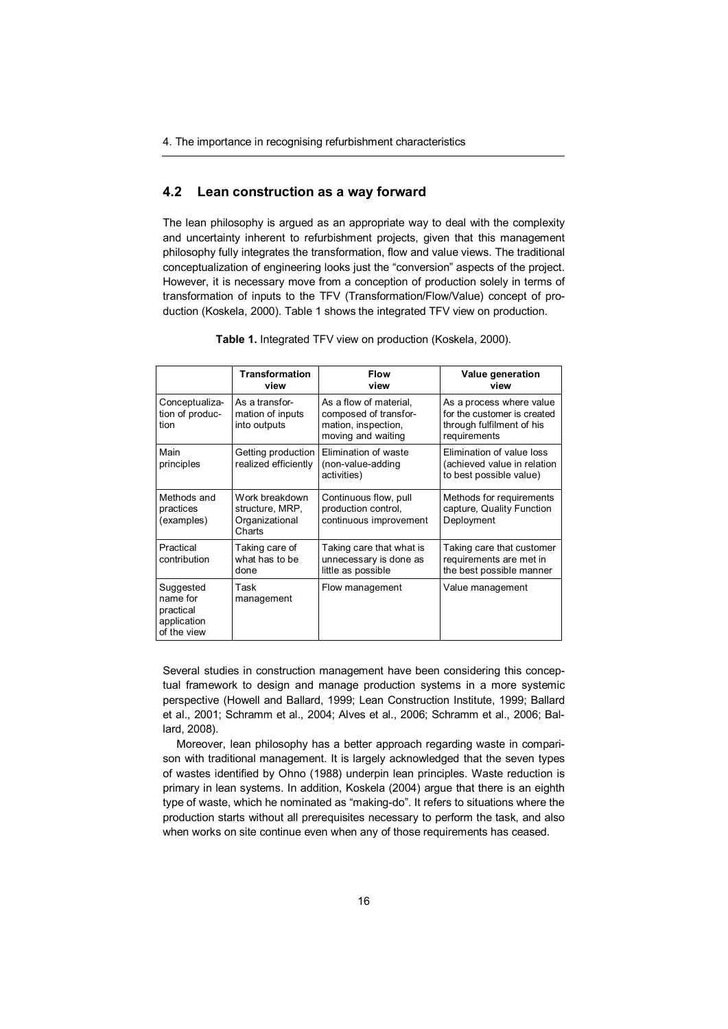## 4.2 Lean construction as a way forward

The lean philosophy is argued as an appropriate way to deal with the complexity and uncertainty inherent to refurbishment projects, given that this management philosophy fully integrates the transformation, flow and value views. The traditional conceptualization of engineering looks just the "conversion" aspects of the project. However, it is necessary move from a conception of production solely in terms of transformation of inputs to the TFV (Transformation/Flow/Value) concept of production (Koskela, 2000). Table 1 shows the integrated TFV view on production.

**Table 1.** Integrated TFV view on production (Koskela, 2000).

| | Transformation view | Flow view | Value generation view |
|---|---|---|---|
| Conceptualization of production | As a transformation of inputs into outputs | As a flow of material, composed of transformation, inspection, moving and waiting | As a process where value for the customer is created through fulfilment of his requirements |
| Main principles | Getting production realized efficiently | Elimination of waste (non-value-adding activities) | Elimination of value loss (achieved value in relation to best possible value) |
| Methods and practices (examples) | Work breakdown structure, MRP, Organizational Charts | Continuous flow, pull production control, continuous improvement | Methods for requirements capture, Quality Function Deployment |
| Practical contribution | Taking care of what has to be done | Taking care that what is unnecessary is done as little as possible | Taking care that customer requirements are met in the best possible manner |
| Suggested name for practical application of the view | Task management | Flow management | Value management |

Several studies in construction management have been considering this conceptual framework to design and manage production systems in a more systemic perspective (Howell and Ballard, 1999; Lean Construction Institute, 1999; Ballard et al., 2001; Schramm et al., 2004; Alves et al., 2006; Schramm et al., 2006; Ballard, 2008).

Moreover, lean philosophy has a better approach regarding waste in comparison with traditional management. It is largely acknowledged that the seven types of wastes identified by Ohno (1988) underpin lean principles. Waste reduction is primary in lean systems. In addition, Koskela (2004) argue that there is an eighth type of waste, which he nominated as "making-do". It refers to situations where the production starts without all prerequisites necessary to perform the task, and also when works on site continue even when any of those requirements has ceased.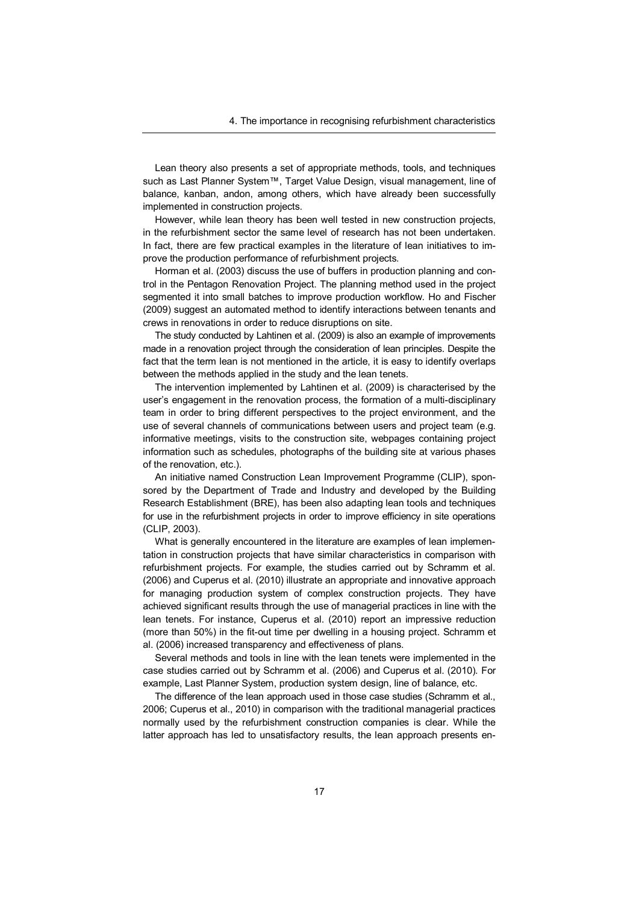Lean theory also presents a set of appropriate methods, tools, and techniques such as Last Planner System™, Target Value Design, visual management, line of balance, kanban, andon, among others, which have already been successfully implemented in construction projects.

However, while lean theory has been well tested in new construction projects, in the refurbishment sector the same level of research has not been undertaken. In fact, there are few practical examples in the literature of lean initiatives to improve the production performance of refurbishment projects.

Horman et al. (2003) discuss the use of buffers in production planning and control in the Pentagon Renovation Project. The planning method used in the project segmented it into small batches to improve production workflow. Ho and Fischer (2009) suggest an automated method to identify interactions between tenants and crews in renovations in order to reduce disruptions on site.

The study conducted by Lahtinen et al. (2009) is also an example of improvements made in a renovation project through the consideration of lean principles. Despite the fact that the term lean is not mentioned in the article, it is easy to identify overlaps between the methods applied in the study and the lean tenets.

The intervention implemented by Lahtinen et al. (2009) is characterised by the user's engagement in the renovation process, the formation of a multi-disciplinary team in order to bring different perspectives to the project environment, and the use of several channels of communications between users and project team (e.g. informative meetings, visits to the construction site, webpages containing project information such as schedules, photographs of the building site at various phases of the renovation, etc.).

An initiative named Construction Lean Improvement Programme (CLIP), sponsored by the Department of Trade and Industry and developed by the Building Research Establishment (BRE), has been also adapting lean tools and techniques for use in the refurbishment projects in order to improve efficiency in site operations (CLIP, 2003).

What is generally encountered in the literature are examples of lean implementation in construction projects that have similar characteristics in comparison with refurbishment projects. For example, the studies carried out by Schramm et al. (2006) and Cuperus et al. (2010) illustrate an appropriate and innovative approach for managing production system of complex construction projects. They have achieved significant results through the use of managerial practices in line with the lean tenets. For instance, Cuperus et al. (2010) report an impressive reduction (more than 50%) in the fit-out time per dwelling in a housing project. Schramm et al. (2006) increased transparency and effectiveness of plans.

Several methods and tools in line with the lean tenets were implemented in the case studies carried out by Schramm et al. (2006) and Cuperus et al. (2010). For example, Last Planner System, production system design, line of balance, etc.

The difference of the lean approach used in those case studies (Schramm et al., 2006; Cuperus et al., 2010) in comparison with the traditional managerial practices normally used by the refurbishment construction companies is clear. While the latter approach has led to unsatisfactory results, the lean approach presents en-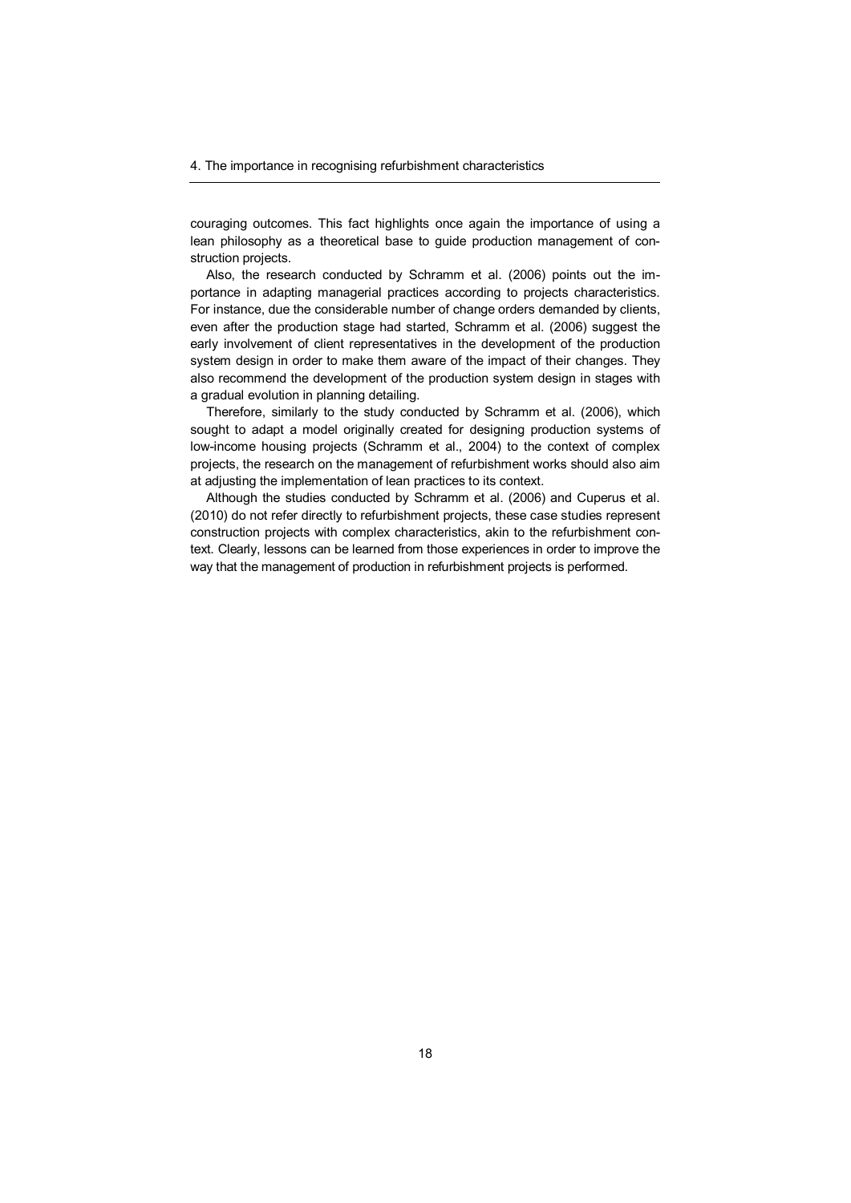couraging outcomes. This fact highlights once again the importance of using a lean philosophy as a theoretical base to guide production management of construction projects.

Also, the research conducted by Schramm et al. (2006) points out the importance in adapting managerial practices according to projects characteristics. For instance, due the considerable number of change orders demanded by clients, even after the production stage had started, Schramm et al. (2006) suggest the early involvement of client representatives in the development of the production system design in order to make them aware of the impact of their changes. They also recommend the development of the production system design in stages with a gradual evolution in planning detailing.

Therefore, similarly to the study conducted by Schramm et al. (2006), which sought to adapt a model originally created for designing production systems of low-income housing projects (Schramm et al., 2004) to the context of complex projects, the research on the management of refurbishment works should also aim at adjusting the implementation of lean practices to its context.

Although the studies conducted by Schramm et al. (2006) and Cuperus et al. (2010) do not refer directly to refurbishment projects, these case studies represent construction projects with complex characteristics, akin to the refurbishment context. Clearly, lessons can be learned from those experiences in order to improve the way that the management of production in refurbishment projects is performed.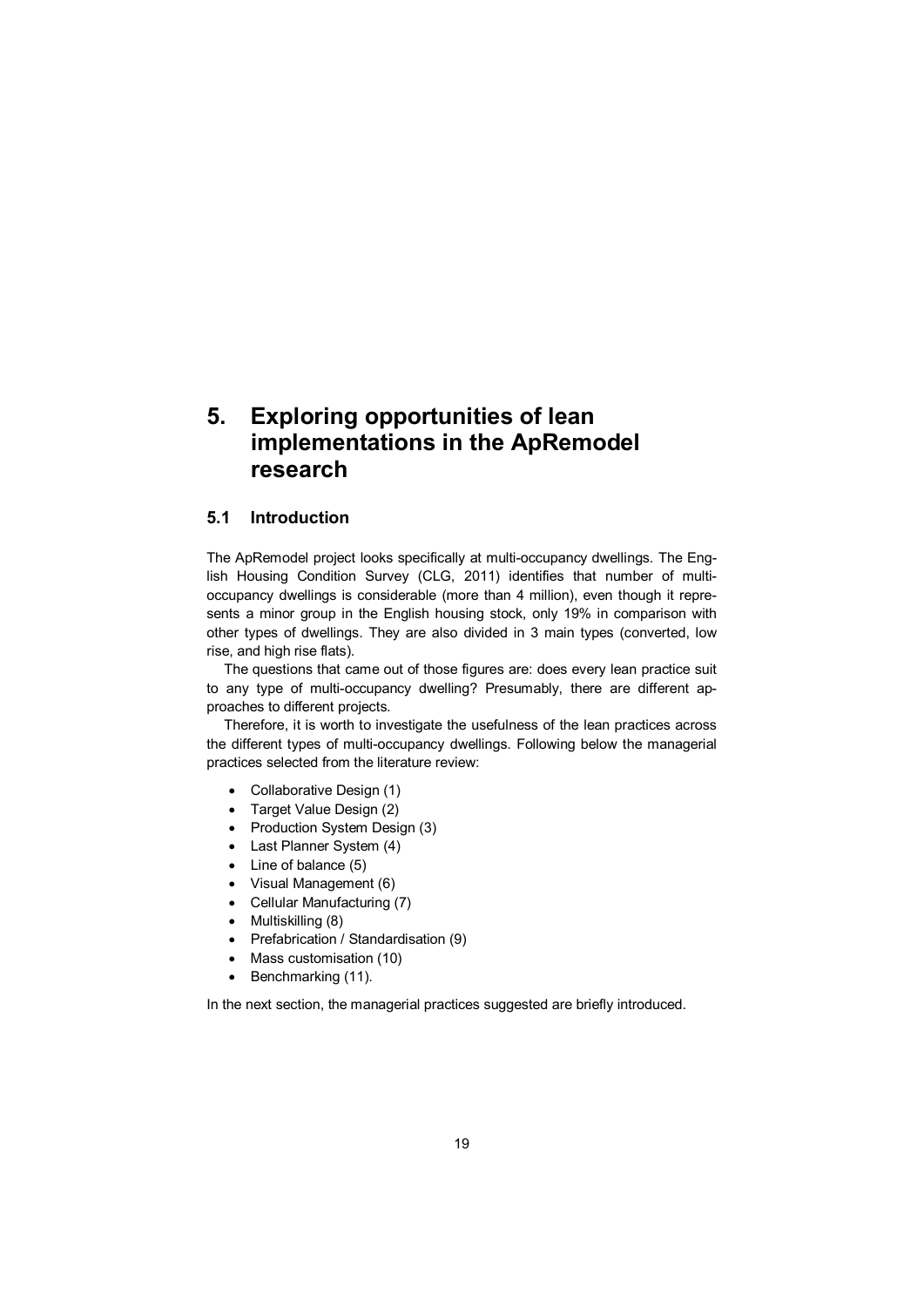# 5. Exploring opportunities of lean implementations in the ApRemodel research

## 5.1 Introduction

The ApRemodel project looks specifically at multi-occupancy dwellings. The English Housing Condition Survey (CLG, 2011) identifies that number of multi-occupancy dwellings is considerable (more than 4 million), even though it represents a minor group in the English housing stock, only 19% in comparison with other types of dwellings. They are also divided in 3 main types (converted, low rise, and high rise flats).

The questions that came out of those figures are: does every lean practice suit to any type of multi-occupancy dwelling? Presumably, there are different approaches to different projects.

Therefore, it is worth to investigate the usefulness of the lean practices across the different types of multi-occupancy dwellings. Following below the managerial practices selected from the literature review:

- Collaborative Design (1)
- Target Value Design (2)
- Production System Design (3)
- Last Planner System (4)
- Line of balance (5)
- Visual Management (6)
- Cellular Manufacturing (7)
- Multiskilling (8)
- Prefabrication / Standardisation (9)
- Mass customisation (10)
- Benchmarking (11).

In the next section, the managerial practices suggested are briefly introduced.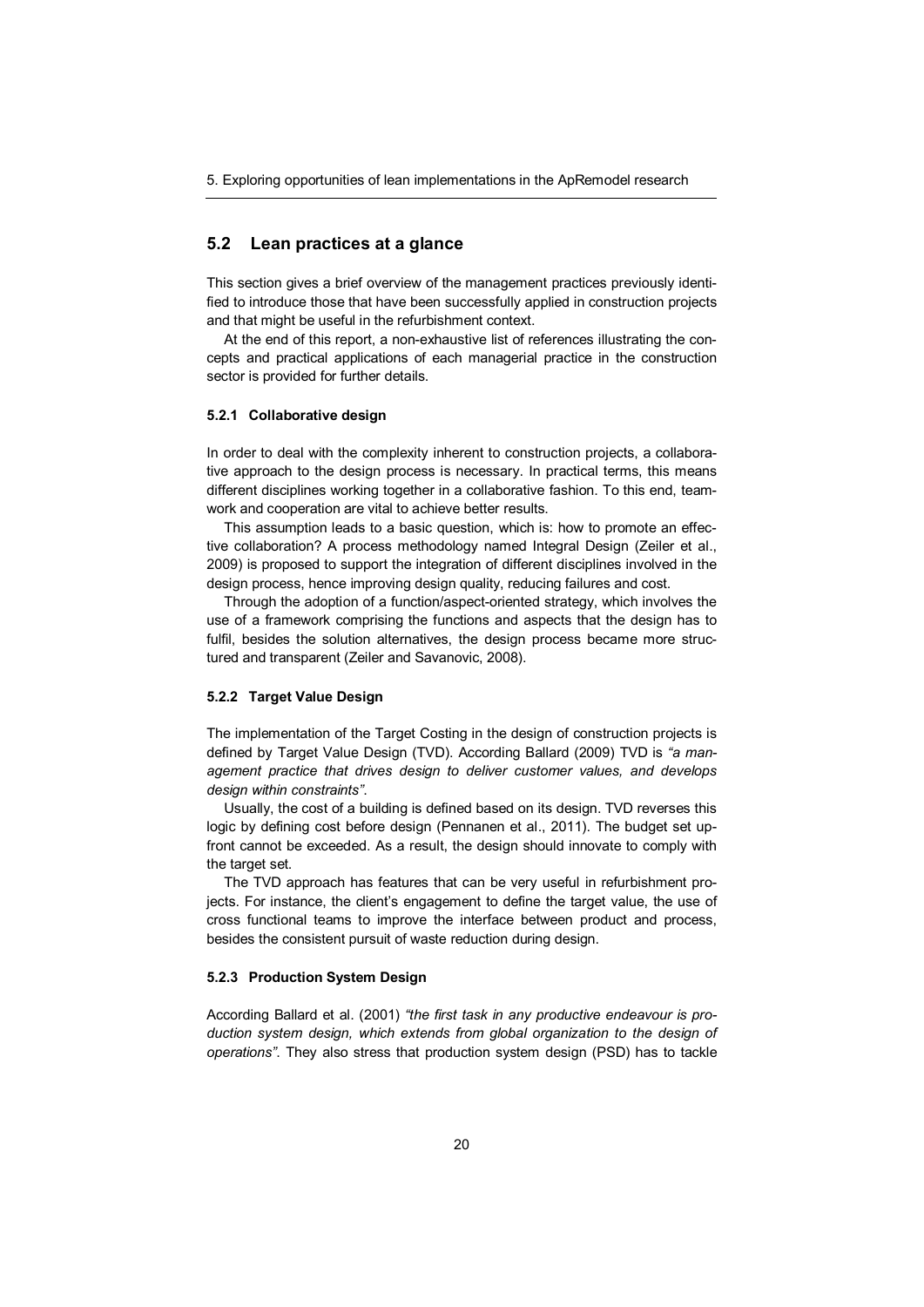## 5.2 Lean practices at a glance

This section gives a brief overview of the management practices previously identified to introduce those that have been successfully applied in construction projects and that might be useful in the refurbishment context.

At the end of this report, a non-exhaustive list of references illustrating the concepts and practical applications of each managerial practice in the construction sector is provided for further details.

### 5.2.1 Collaborative design

In order to deal with the complexity inherent to construction projects, a collaborative approach to the design process is necessary. In practical terms, this means different disciplines working together in a collaborative fashion. To this end, teamwork and cooperation are vital to achieve better results.

This assumption leads to a basic question, which is: how to promote an effective collaboration? A process methodology named Integral Design (Zeiler et al., 2009) is proposed to support the integration of different disciplines involved in the design process, hence improving design quality, reducing failures and cost.

Through the adoption of a function/aspect-oriented strategy, which involves the use of a framework comprising the functions and aspects that the design has to fulfil, besides the solution alternatives, the design process became more structured and transparent (Zeiler and Savanovic, 2008).

### 5.2.2 Target Value Design

The implementation of the Target Costing in the design of construction projects is defined by Target Value Design (TVD). According Ballard (2009) TVD is *"a management practice that drives design to deliver customer values, and develops design within constraints"*.

Usually, the cost of a building is defined based on its design. TVD reverses this logic by defining cost before design (Pennanen et al., 2011). The budget set upfront cannot be exceeded. As a result, the design should innovate to comply with the target set.

The TVD approach has features that can be very useful in refurbishment projects. For instance, the client's engagement to define the target value, the use of cross functional teams to improve the interface between product and process, besides the consistent pursuit of waste reduction during design.

### 5.2.3 Production System Design

According Ballard et al. (2001) *"the first task in any productive endeavour is production system design, which extends from global organization to the design of operations"*. They also stress that production system design (PSD) has to tackle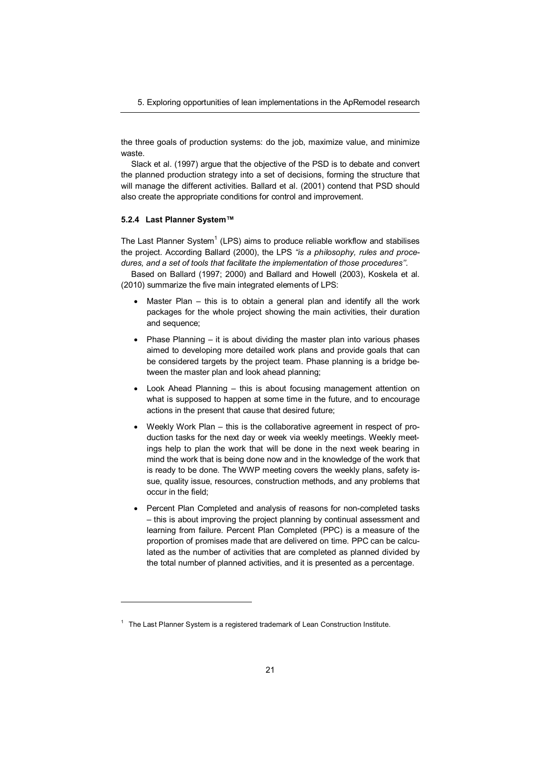the three goals of production systems: do the job, maximize value, and minimize waste.

Slack et al. (1997) argue that the objective of the PSD is to debate and convert the planned production strategy into a set of decisions, forming the structure that will manage the different activities. Ballard et al. (2001) contend that PSD should also create the appropriate conditions for control and improvement.

### 5.2.4 Last Planner System™

The Last Planner System[1] (LPS) aims to produce reliable workflow and stabilises the project. According Ballard (2000), the LPS *"is a philosophy, rules and procedures, and a set of tools that facilitate the implementation of those procedures".*

Based on Ballard (1997; 2000) and Ballard and Howell (2003), Koskela et al. (2010) summarize the five main integrated elements of LPS:

- Master Plan – this is to obtain a general plan and identify all the work packages for the whole project showing the main activities, their duration and sequence;
- Phase Planning – it is about dividing the master plan into various phases aimed to developing more detailed work plans and provide goals that can be considered targets by the project team. Phase planning is a bridge between the master plan and look ahead planning;
- Look Ahead Planning – this is about focusing management attention on what is supposed to happen at some time in the future, and to encourage actions in the present that cause that desired future;
- Weekly Work Plan – this is the collaborative agreement in respect of production tasks for the next day or week via weekly meetings. Weekly meetings help to plan the work that will be done in the next week bearing in mind the work that is being done now and in the knowledge of the work that is ready to be done. The WWP meeting covers the weekly plans, safety issue, quality issue, resources, construction methods, and any problems that occur in the field;
- Percent Plan Completed and analysis of reasons for non-completed tasks – this is about improving the project planning by continual assessment and learning from failure. Percent Plan Completed (PPC) is a measure of the proportion of promises made that are delivered on time. PPC can be calculated as the number of activities that are completed as planned divided by the total number of planned activities, and it is presented as a percentage.

---

[1] The Last Planner System is a registered trademark of Lean Construction Institute.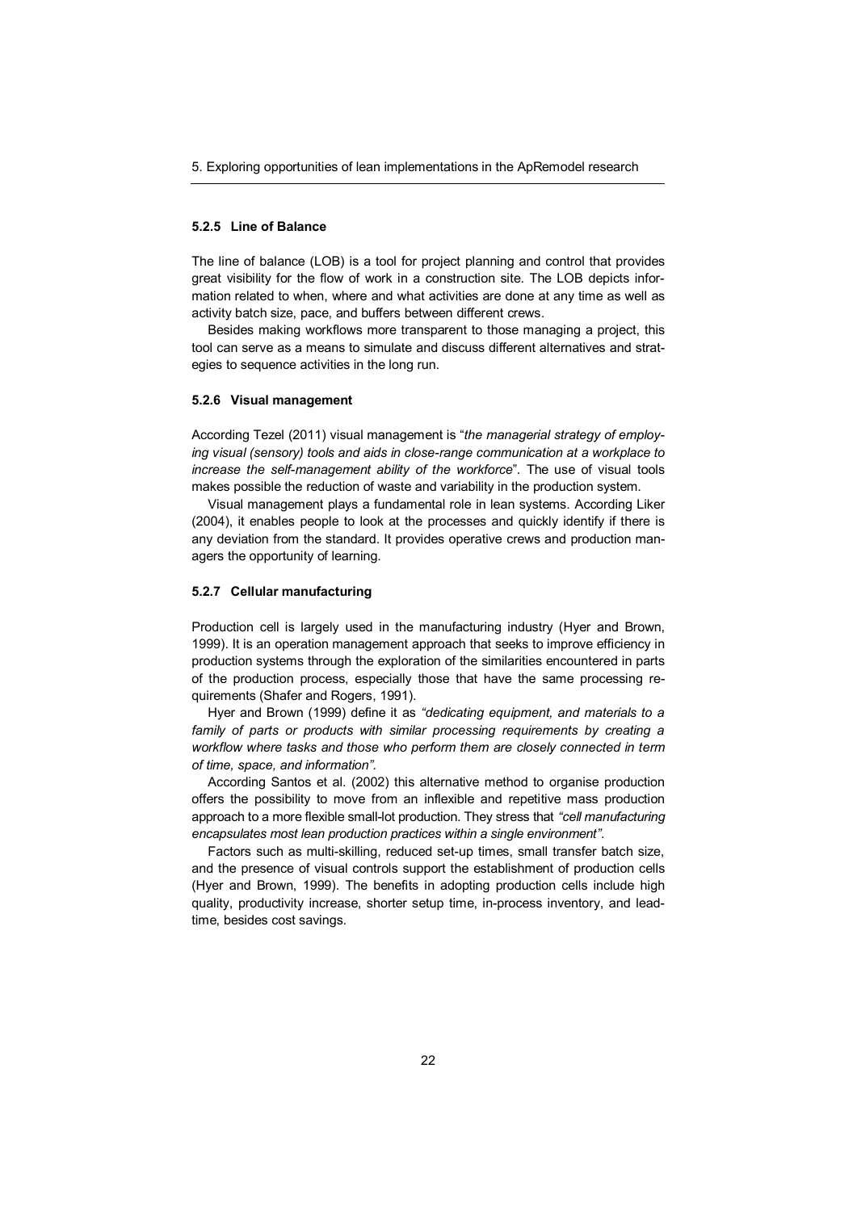### 5.2.5 Line of Balance

The line of balance (LOB) is a tool for project planning and control that provides great visibility for the flow of work in a construction site. The LOB depicts information related to when, where and what activities are done at any time as well as activity batch size, pace, and buffers between different crews.

Besides making workflows more transparent to those managing a project, this tool can serve as a means to simulate and discuss different alternatives and strategies to sequence activities in the long run.

### 5.2.6 Visual management

According Tezel (2011) visual management is "*the managerial strategy of employing visual (sensory) tools and aids in close-range communication at a workplace to increase the self-management ability of the workforce*". The use of visual tools makes possible the reduction of waste and variability in the production system.

Visual management plays a fundamental role in lean systems. According Liker (2004), it enables people to look at the processes and quickly identify if there is any deviation from the standard. It provides operative crews and production managers the opportunity of learning.

### 5.2.7 Cellular manufacturing

Production cell is largely used in the manufacturing industry (Hyer and Brown, 1999). It is an operation management approach that seeks to improve efficiency in production systems through the exploration of the similarities encountered in parts of the production process, especially those that have the same processing requirements (Shafer and Rogers, 1991).

Hyer and Brown (1999) define it as *"dedicating equipment, and materials to a family of parts or products with similar processing requirements by creating a workflow where tasks and those who perform them are closely connected in term of time, space, and information"*.

According Santos et al. (2002) this alternative method to organise production offers the possibility to move from an inflexible and repetitive mass production approach to a more flexible small-lot production. They stress that *"cell manufacturing encapsulates most lean production practices within a single environment"*.

Factors such as multi-skilling, reduced set-up times, small transfer batch size, and the presence of visual controls support the establishment of production cells (Hyer and Brown, 1999). The benefits in adopting production cells include high quality, productivity increase, shorter setup time, in-process inventory, and lead-time, besides cost savings.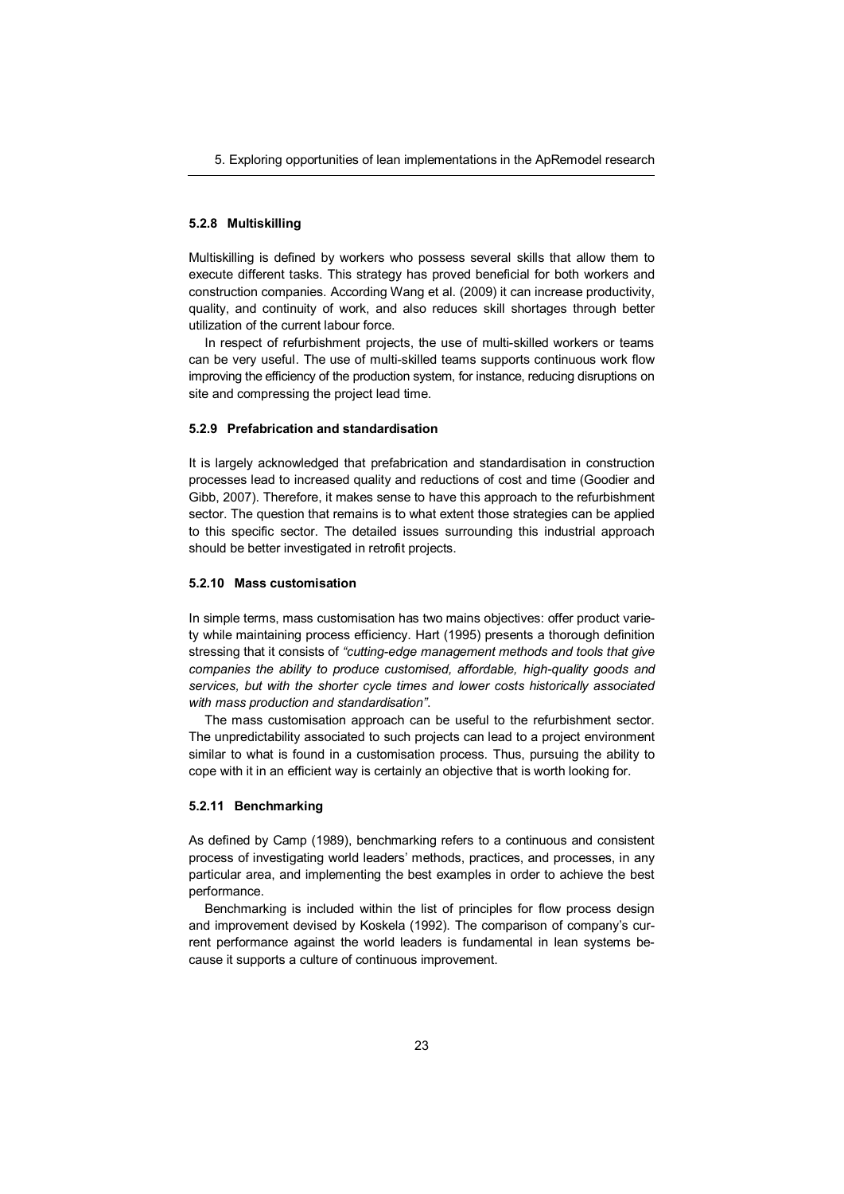#### 5.2.8 Multiskilling

Multiskilling is defined by workers who possess several skills that allow them to execute different tasks. This strategy has proved beneficial for both workers and construction companies. According Wang et al. (2009) it can increase productivity, quality, and continuity of work, and also reduces skill shortages through better utilization of the current labour force.

In respect of refurbishment projects, the use of multi-skilled workers or teams can be very useful. The use of multi-skilled teams supports continuous work flow improving the efficiency of the production system, for instance, reducing disruptions on site and compressing the project lead time.

#### 5.2.9 Prefabrication and standardisation

It is largely acknowledged that prefabrication and standardisation in construction processes lead to increased quality and reductions of cost and time (Goodier and Gibb, 2007). Therefore, it makes sense to have this approach to the refurbishment sector. The question that remains is to what extent those strategies can be applied to this specific sector. The detailed issues surrounding this industrial approach should be better investigated in retrofit projects.

#### 5.2.10 Mass customisation

In simple terms, mass customisation has two mains objectives: offer product variety while maintaining process efficiency. Hart (1995) presents a thorough definition stressing that it consists of *"cutting-edge management methods and tools that give companies the ability to produce customised, affordable, high-quality goods and services, but with the shorter cycle times and lower costs historically associated with mass production and standardisation"*.

The mass customisation approach can be useful to the refurbishment sector. The unpredictability associated to such projects can lead to a project environment similar to what is found in a customisation process. Thus, pursuing the ability to cope with it in an efficient way is certainly an objective that is worth looking for.

#### 5.2.11 Benchmarking

As defined by Camp (1989), benchmarking refers to a continuous and consistent process of investigating world leaders' methods, practices, and processes, in any particular area, and implementing the best examples in order to achieve the best performance.

Benchmarking is included within the list of principles for flow process design and improvement devised by Koskela (1992). The comparison of company's current performance against the world leaders is fundamental in lean systems because it supports a culture of continuous improvement.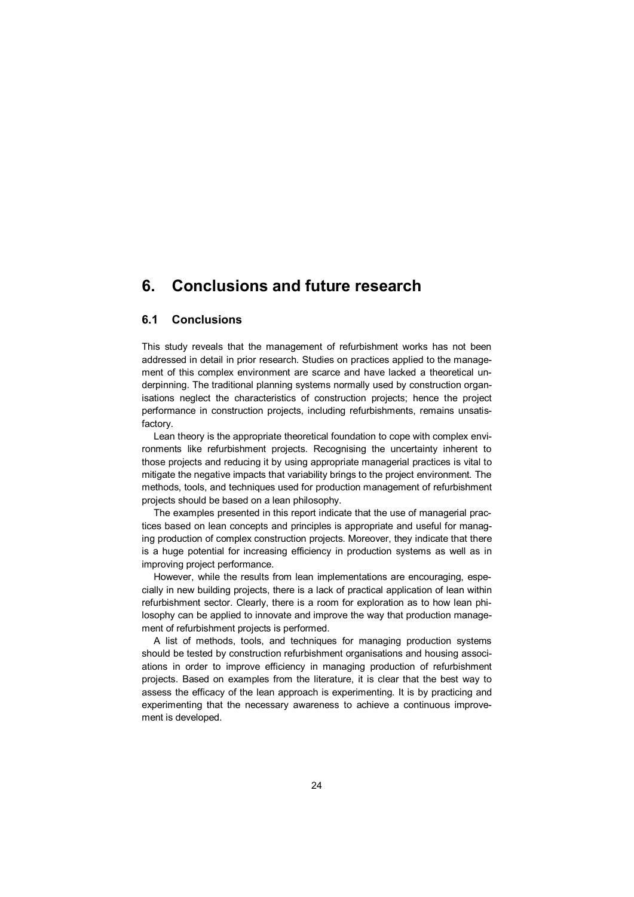# 6. Conclusions and future research

## 6.1 Conclusions

This study reveals that the management of refurbishment works has not been addressed in detail in prior research. Studies on practices applied to the management of this complex environment are scarce and have lacked a theoretical underpinning. The traditional planning systems normally used by construction organisations neglect the characteristics of construction projects; hence the project performance in construction projects, including refurbishments, remains unsatisfactory.

Lean theory is the appropriate theoretical foundation to cope with complex environments like refurbishment projects. Recognising the uncertainty inherent to those projects and reducing it by using appropriate managerial practices is vital to mitigate the negative impacts that variability brings to the project environment. The methods, tools, and techniques used for production management of refurbishment projects should be based on a lean philosophy.

The examples presented in this report indicate that the use of managerial practices based on lean concepts and principles is appropriate and useful for managing production of complex construction projects. Moreover, they indicate that there is a huge potential for increasing efficiency in production systems as well as in improving project performance.

However, while the results from lean implementations are encouraging, especially in new building projects, there is a lack of practical application of lean within refurbishment sector. Clearly, there is a room for exploration as to how lean philosophy can be applied to innovate and improve the way that production management of refurbishment projects is performed.

A list of methods, tools, and techniques for managing production systems should be tested by construction refurbishment organisations and housing associations in order to improve efficiency in managing production of refurbishment projects. Based on examples from the literature, it is clear that the best way to assess the efficacy of the lean approach is experimenting. It is by practicing and experimenting that the necessary awareness to achieve a continuous improvement is developed.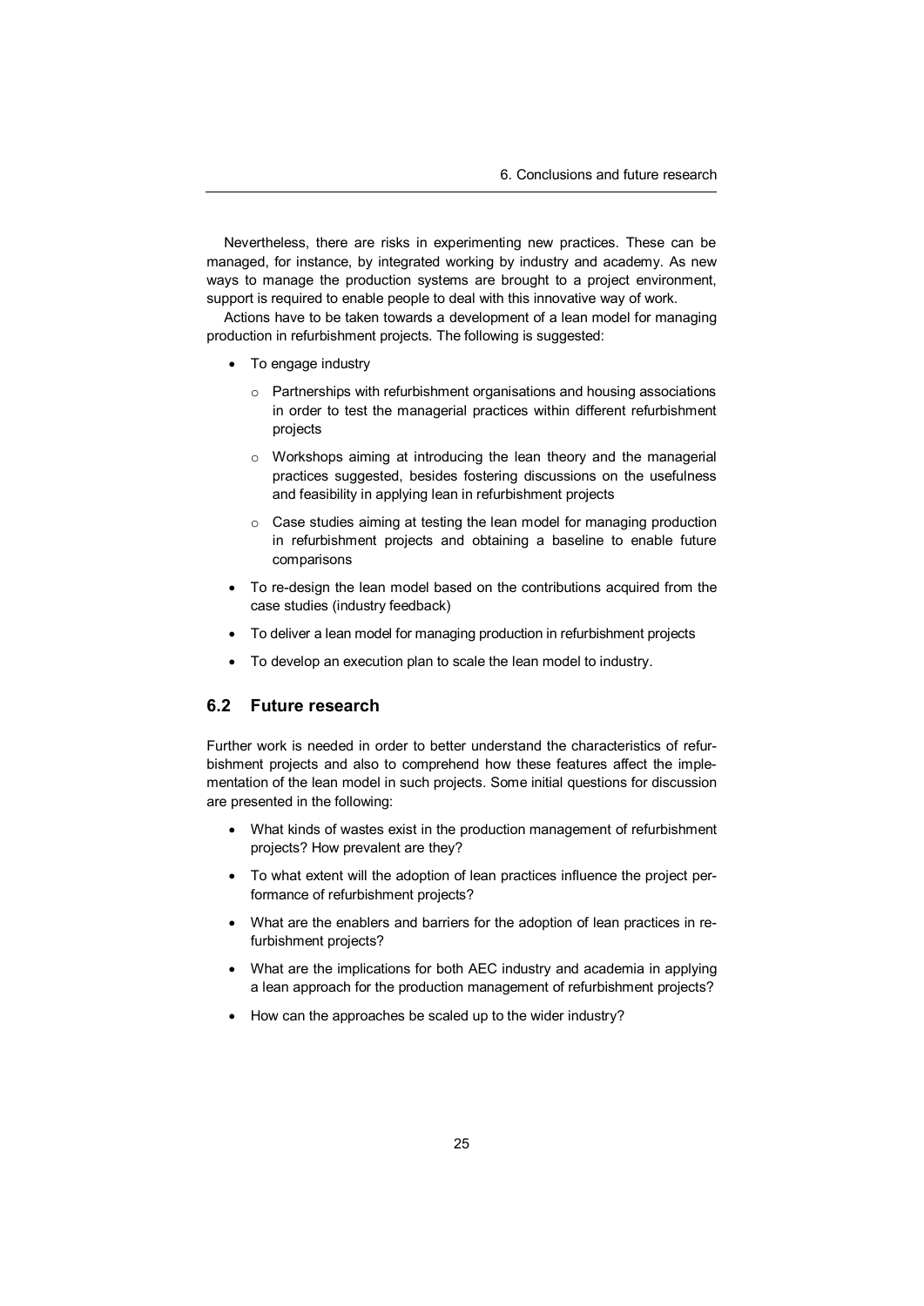Nevertheless, there are risks in experimenting new practices. These can be managed, for instance, by integrated working by industry and academy. As new ways to manage the production systems are brought to a project environment, support is required to enable people to deal with this innovative way of work.

Actions have to be taken towards a development of a lean model for managing production in refurbishment projects. The following is suggested:

- To engage industry
  - Partnerships with refurbishment organisations and housing associations in order to test the managerial practices within different refurbishment projects
  - Workshops aiming at introducing the lean theory and the managerial practices suggested, besides fostering discussions on the usefulness and feasibility in applying lean in refurbishment projects
  - Case studies aiming at testing the lean model for managing production in refurbishment projects and obtaining a baseline to enable future comparisons
- To re-design the lean model based on the contributions acquired from the case studies (industry feedback)
- To deliver a lean model for managing production in refurbishment projects
- To develop an execution plan to scale the lean model to industry.

## 6.2 Future research

Further work is needed in order to better understand the characteristics of refurbishment projects and also to comprehend how these features affect the implementation of the lean model in such projects. Some initial questions for discussion are presented in the following:

- What kinds of wastes exist in the production management of refurbishment projects? How prevalent are they?
- To what extent will the adoption of lean practices influence the project performance of refurbishment projects?
- What are the enablers and barriers for the adoption of lean practices in refurbishment projects?
- What are the implications for both AEC industry and academia in applying a lean approach for the production management of refurbishment projects?
- How can the approaches be scaled up to the wider industry?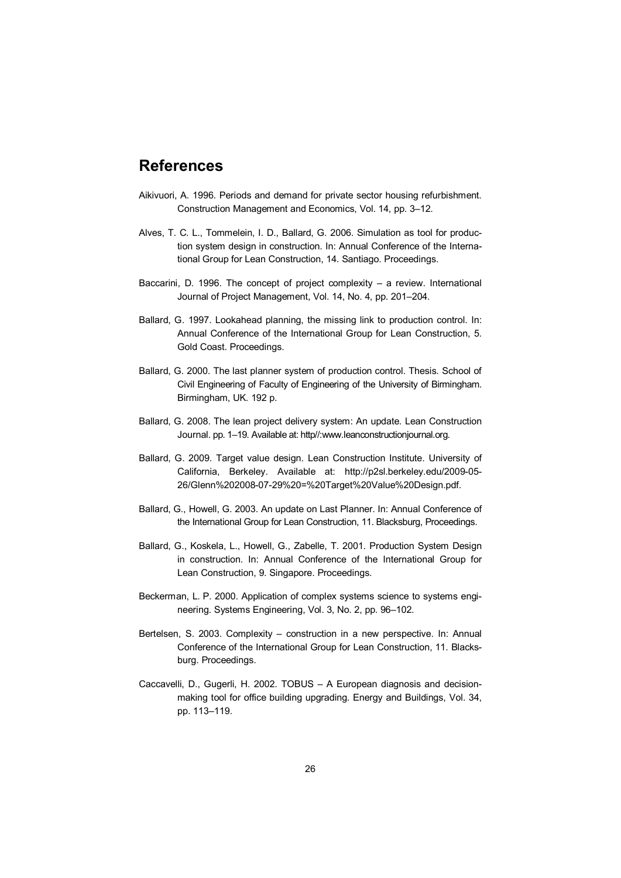# References

Aikivuori, A. 1996. Periods and demand for private sector housing refurbishment. Construction Management and Economics, Vol. 14, pp. 3–12.

Alves, T. C. L., Tommelein, I. D., Ballard, G. 2006. Simulation as tool for production system design in construction. In: Annual Conference of the International Group for Lean Construction, 14. Santiago. Proceedings.

Baccarini, D. 1996. The concept of project complexity – a review. International Journal of Project Management, Vol. 14, No. 4, pp. 201–204.

Ballard, G. 1997. Lookahead planning, the missing link to production control. In: Annual Conference of the International Group for Lean Construction, 5. Gold Coast. Proceedings.

Ballard, G. 2000. The last planner system of production control. Thesis. School of Civil Engineering of Faculty of Engineering of the University of Birmingham. Birmingham, UK. 192 p.

Ballard, G. 2008. The lean project delivery system: An update. Lean Construction Journal. pp. 1–19. Available at: http//:www.leanconstructionjournal.org.

Ballard, G. 2009. Target value design. Lean Construction Institute. University of California, Berkeley. Available at: http://p2sl.berkeley.edu/2009-05-26/Glenn%202008-07-29%20=%20Target%20Value%20Design.pdf.

Ballard, G., Howell, G. 2003. An update on Last Planner. In: Annual Conference of the International Group for Lean Construction, 11. Blacksburg, Proceedings.

Ballard, G., Koskela, L., Howell, G., Zabelle, T. 2001. Production System Design in construction. In: Annual Conference of the International Group for Lean Construction, 9. Singapore. Proceedings.

Beckerman, L. P. 2000. Application of complex systems science to systems engineering. Systems Engineering, Vol. 3, No. 2, pp. 96–102.

Bertelsen, S. 2003. Complexity – construction in a new perspective. In: Annual Conference of the International Group for Lean Construction, 11. Blacksburg. Proceedings.

Caccavelli, D., Gugerli, H. 2002. TOBUS – A European diagnosis and decision-making tool for office building upgrading. Energy and Buildings, Vol. 34, pp. 113–119.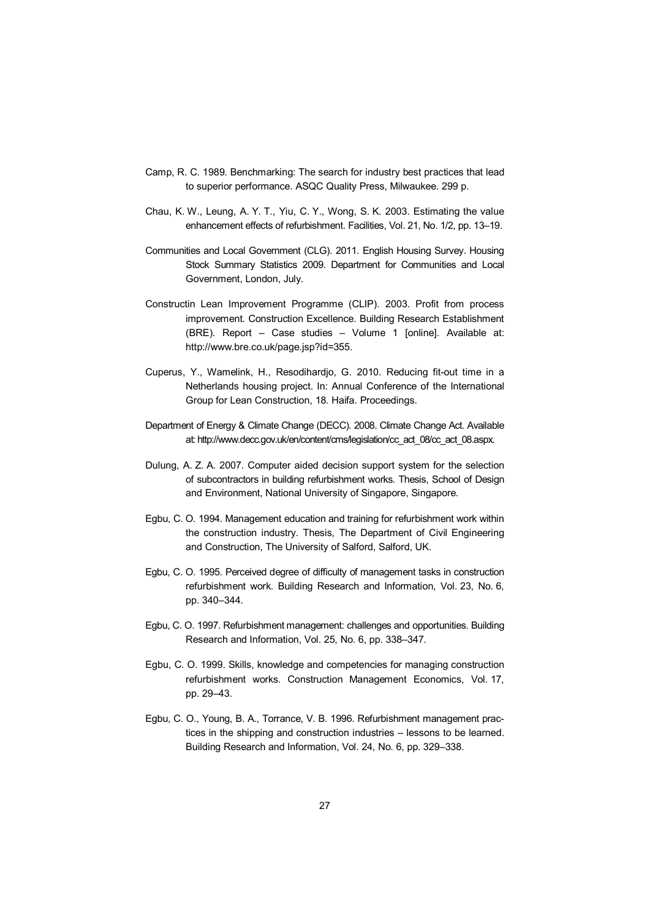Camp, R. C. 1989. Benchmarking: The search for industry best practices that lead to superior performance. ASQC Quality Press, Milwaukee. 299 p.

Chau, K. W., Leung, A. Y. T., Yiu, C. Y., Wong, S. K. 2003. Estimating the value enhancement effects of refurbishment. Facilities, Vol. 21, No. 1/2, pp. 13–19.

Communities and Local Government (CLG). 2011. English Housing Survey. Housing Stock Summary Statistics 2009. Department for Communities and Local Government, London, July.

Constructin Lean Improvement Programme (CLIP). 2003. Profit from process improvement. Construction Excellence. Building Research Establishment (BRE). Report – Case studies – Volume 1 [online]. Available at: http://www.bre.co.uk/page.jsp?id=355.

Cuperus, Y., Wamelink, H., Resodihardjo, G. 2010. Reducing fit-out time in a Netherlands housing project. In: Annual Conference of the International Group for Lean Construction, 18. Haifa. Proceedings.

Department of Energy & Climate Change (DECC). 2008. Climate Change Act. Available at: http://www.decc.gov.uk/en/content/cms/legislation/cc_act_08/cc_act_08.aspx.

Dulung, A. Z. A. 2007. Computer aided decision support system for the selection of subcontractors in building refurbishment works. Thesis, School of Design and Environment, National University of Singapore, Singapore.

Egbu, C. O. 1994. Management education and training for refurbishment work within the construction industry. Thesis, The Department of Civil Engineering and Construction, The University of Salford, Salford, UK.

Egbu, C. O. 1995. Perceived degree of difficulty of management tasks in construction refurbishment work. Building Research and Information, Vol. 23, No. 6, pp. 340–344.

Egbu, C. O. 1997. Refurbishment management: challenges and opportunities. Building Research and Information, Vol. 25, No. 6, pp. 338–347.

Egbu, C. O. 1999. Skills, knowledge and competencies for managing construction refurbishment works. Construction Management Economics, Vol. 17, pp. 29–43.

Egbu, C. O., Young, B. A., Torrance, V. B. 1996. Refurbishment management practices in the shipping and construction industries – lessons to be learned. Building Research and Information, Vol. 24, No. 6, pp. 329–338.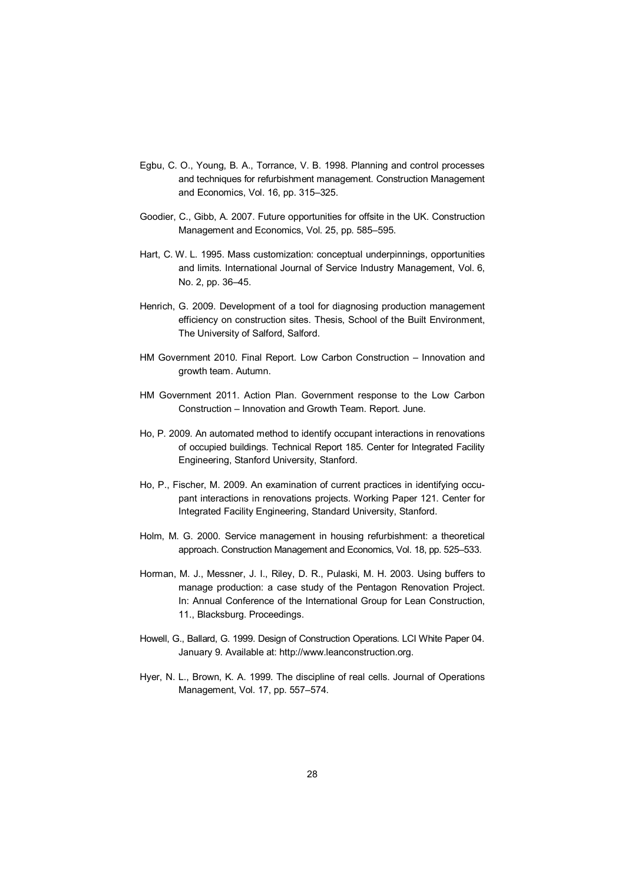Egbu, C. O., Young, B. A., Torrance, V. B. 1998. Planning and control processes and techniques for refurbishment management. Construction Management and Economics, Vol. 16, pp. 315–325.

Goodier, C., Gibb, A. 2007. Future opportunities for offsite in the UK. Construction Management and Economics, Vol. 25, pp. 585–595.

Hart, C. W. L. 1995. Mass customization: conceptual underpinnings, opportunities and limits. International Journal of Service Industry Management, Vol. 6, No. 2, pp. 36–45.

Henrich, G. 2009. Development of a tool for diagnosing production management efficiency on construction sites. Thesis, School of the Built Environment, The University of Salford, Salford.

HM Government 2010. Final Report. Low Carbon Construction – Innovation and growth team. Autumn.

HM Government 2011. Action Plan. Government response to the Low Carbon Construction – Innovation and Growth Team. Report. June.

Ho, P. 2009. An automated method to identify occupant interactions in renovations of occupied buildings. Technical Report 185. Center for Integrated Facility Engineering, Stanford University, Stanford.

Ho, P., Fischer, M. 2009. An examination of current practices in identifying occupant interactions in renovations projects. Working Paper 121. Center for Integrated Facility Engineering, Standard University, Stanford.

Holm, M. G. 2000. Service management in housing refurbishment: a theoretical approach. Construction Management and Economics, Vol. 18, pp. 525–533.

Horman, M. J., Messner, J. I., Riley, D. R., Pulaski, M. H. 2003. Using buffers to manage production: a case study of the Pentagon Renovation Project. In: Annual Conference of the International Group for Lean Construction, 11., Blacksburg. Proceedings.

Howell, G., Ballard, G. 1999. Design of Construction Operations. LCI White Paper 04. January 9. Available at: http://www.leanconstruction.org.

Hyer, N. L., Brown, K. A. 1999. The discipline of real cells. Journal of Operations Management, Vol. 17, pp. 557–574.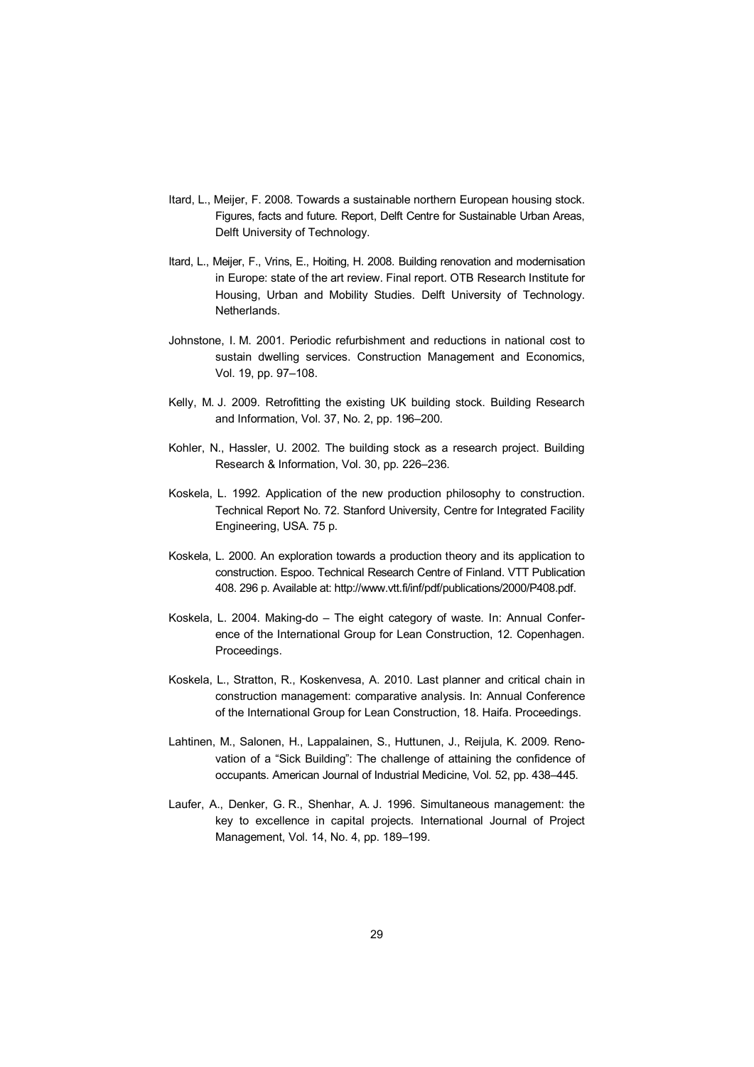Itard, L., Meijer, F. 2008. Towards a sustainable northern European housing stock. Figures, facts and future. Report, Delft Centre for Sustainable Urban Areas, Delft University of Technology.

Itard, L., Meijer, F., Vrins, E., Hoiting, H. 2008. Building renovation and modernisation in Europe: state of the art review. Final report. OTB Research Institute for Housing, Urban and Mobility Studies. Delft University of Technology. Netherlands.

Johnstone, I. M. 2001. Periodic refurbishment and reductions in national cost to sustain dwelling services. Construction Management and Economics, Vol. 19, pp. 97–108.

Kelly, M. J. 2009. Retrofitting the existing UK building stock. Building Research and Information, Vol. 37, No. 2, pp. 196–200.

Kohler, N., Hassler, U. 2002. The building stock as a research project. Building Research & Information, Vol. 30, pp. 226–236.

Koskela, L. 1992. Application of the new production philosophy to construction. Technical Report No. 72. Stanford University, Centre for Integrated Facility Engineering, USA. 75 p.

Koskela, L. 2000. An exploration towards a production theory and its application to construction. Espoo. Technical Research Centre of Finland. VTT Publication 408. 296 p. Available at: http://www.vtt.fi/inf/pdf/publications/2000/P408.pdf.

Koskela, L. 2004. Making-do – The eight category of waste. In: Annual Conference of the International Group for Lean Construction, 12. Copenhagen. Proceedings.

Koskela, L., Stratton, R., Koskenvesa, A. 2010. Last planner and critical chain in construction management: comparative analysis. In: Annual Conference of the International Group for Lean Construction, 18. Haifa. Proceedings.

Lahtinen, M., Salonen, H., Lappalainen, S., Huttunen, J., Reijula, K. 2009. Renovation of a "Sick Building": The challenge of attaining the confidence of occupants. American Journal of Industrial Medicine, Vol. 52, pp. 438–445.

Laufer, A., Denker, G. R., Shenhar, A. J. 1996. Simultaneous management: the key to excellence in capital projects. International Journal of Project Management, Vol. 14, No. 4, pp. 189–199.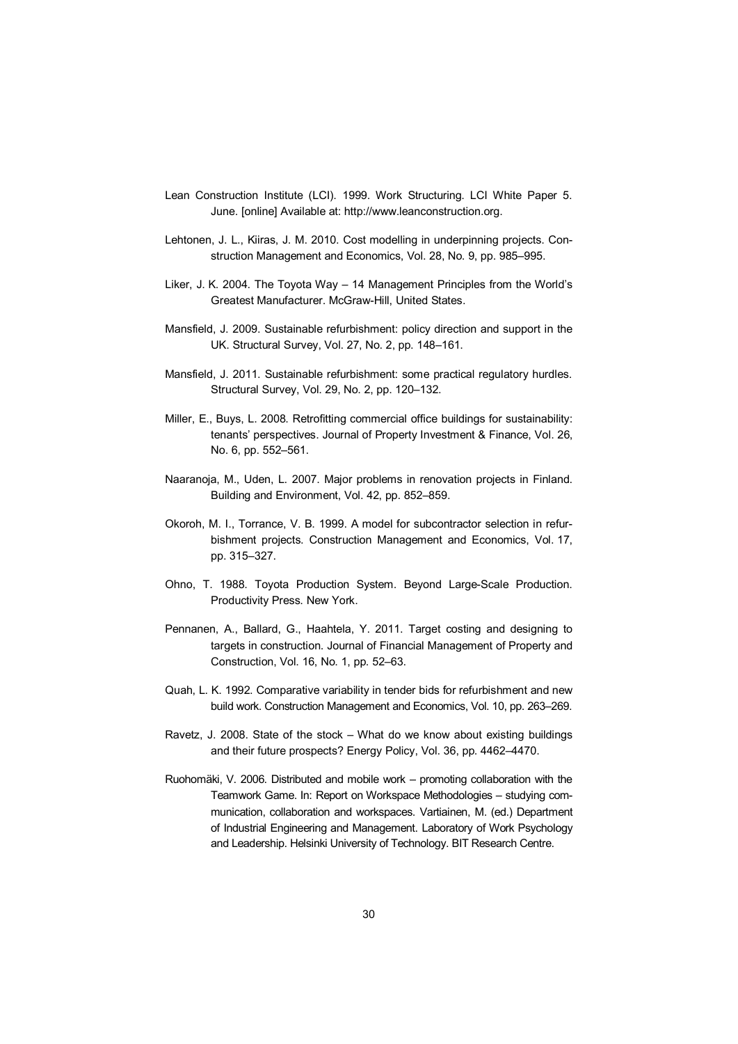Lean Construction Institute (LCI). 1999. Work Structuring. LCI White Paper 5. June. [online] Available at: http://www.leanconstruction.org.

Lehtonen, J. L., Kiiras, J. M. 2010. Cost modelling in underpinning projects. Construction Management and Economics, Vol. 28, No. 9, pp. 985–995.

Liker, J. K. 2004. The Toyota Way – 14 Management Principles from the World's Greatest Manufacturer. McGraw-Hill, United States.

Mansfield, J. 2009. Sustainable refurbishment: policy direction and support in the UK. Structural Survey, Vol. 27, No. 2, pp. 148–161.

Mansfield, J. 2011. Sustainable refurbishment: some practical regulatory hurdles. Structural Survey, Vol. 29, No. 2, pp. 120–132.

Miller, E., Buys, L. 2008. Retrofitting commercial office buildings for sustainability: tenants' perspectives. Journal of Property Investment & Finance, Vol. 26, No. 6, pp. 552–561.

Naaranoja, M., Uden, L. 2007. Major problems in renovation projects in Finland. Building and Environment, Vol. 42, pp. 852–859.

Okoroh, M. I., Torrance, V. B. 1999. A model for subcontractor selection in refurbishment projects. Construction Management and Economics, Vol. 17, pp. 315–327.

Ohno, T. 1988. Toyota Production System. Beyond Large-Scale Production. Productivity Press. New York.

Pennanen, A., Ballard, G., Haahtela, Y. 2011. Target costing and designing to targets in construction. Journal of Financial Management of Property and Construction, Vol. 16, No. 1, pp. 52–63.

Quah, L. K. 1992. Comparative variability in tender bids for refurbishment and new build work. Construction Management and Economics, Vol. 10, pp. 263–269.

Ravetz, J. 2008. State of the stock – What do we know about existing buildings and their future prospects? Energy Policy, Vol. 36, pp. 4462–4470.

Ruohomäki, V. 2006. Distributed and mobile work – promoting collaboration with the Teamwork Game. In: Report on Workspace Methodologies – studying communication, collaboration and workspaces. Vartiainen, M. (ed.) Department of Industrial Engineering and Management. Laboratory of Work Psychology and Leadership. Helsinki University of Technology. BIT Research Centre.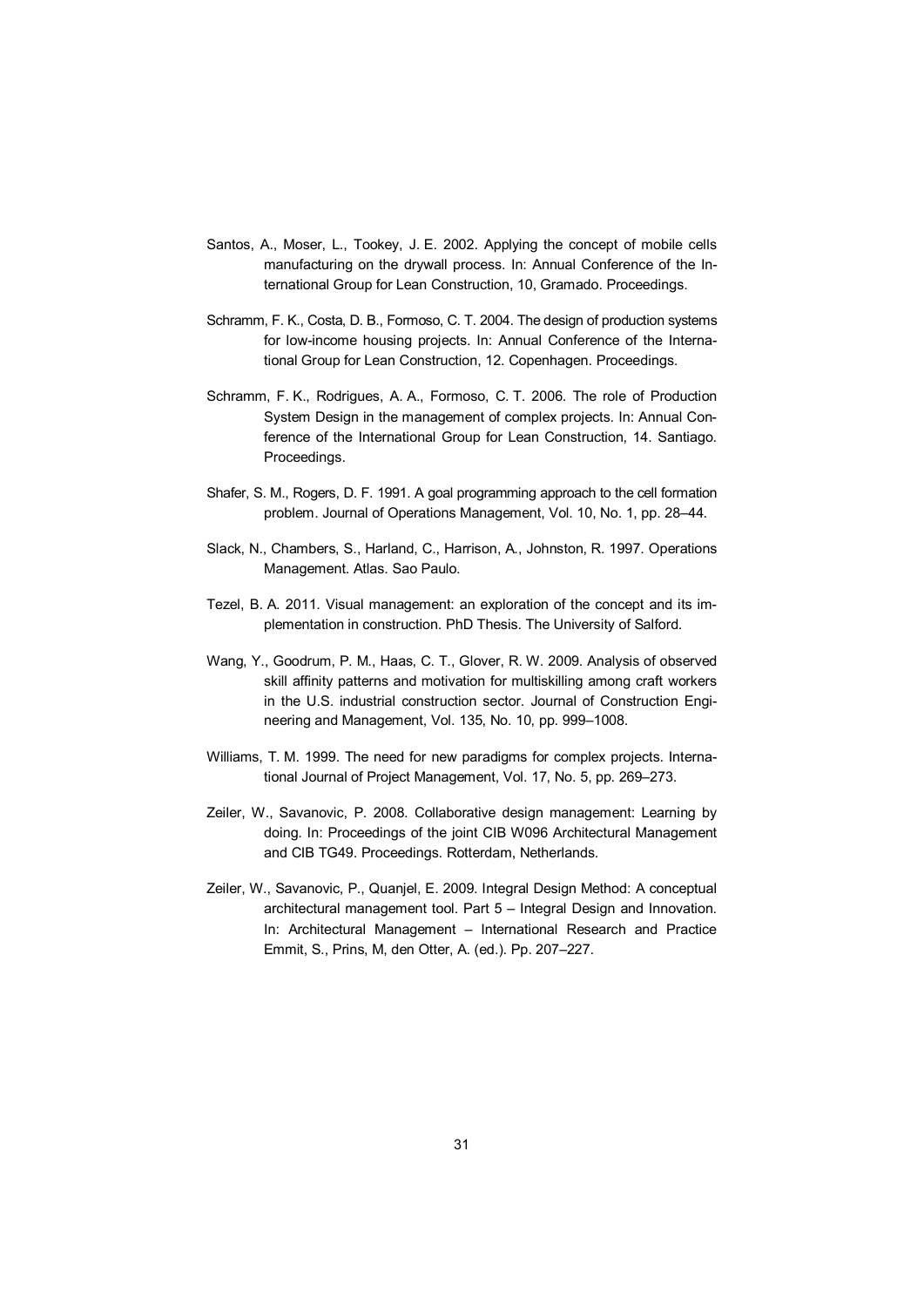Santos, A., Moser, L., Tookey, J. E. 2002. Applying the concept of mobile cells manufacturing on the drywall process. In: Annual Conference of the International Group for Lean Construction, 10, Gramado. Proceedings.

Schramm, F. K., Costa, D. B., Formoso, C. T. 2004. The design of production systems for low-income housing projects. In: Annual Conference of the International Group for Lean Construction, 12. Copenhagen. Proceedings.

Schramm, F. K., Rodrigues, A. A., Formoso, C. T. 2006. The role of Production System Design in the management of complex projects. In: Annual Conference of the International Group for Lean Construction, 14. Santiago. Proceedings.

Shafer, S. M., Rogers, D. F. 1991. A goal programming approach to the cell formation problem. Journal of Operations Management, Vol. 10, No. 1, pp. 28–44.

Slack, N., Chambers, S., Harland, C., Harrison, A., Johnston, R. 1997. Operations Management. Atlas. Sao Paulo.

Tezel, B. A. 2011. Visual management: an exploration of the concept and its implementation in construction. PhD Thesis. The University of Salford.

Wang, Y., Goodrum, P. M., Haas, C. T., Glover, R. W. 2009. Analysis of observed skill affinity patterns and motivation for multiskilling among craft workers in the U.S. industrial construction sector. Journal of Construction Engineering and Management, Vol. 135, No. 10, pp. 999–1008.

Williams, T. M. 1999. The need for new paradigms for complex projects. International Journal of Project Management, Vol. 17, No. 5, pp. 269–273.

Zeiler, W., Savanovic, P. 2008. Collaborative design management: Learning by doing. In: Proceedings of the joint CIB W096 Architectural Management and CIB TG49. Proceedings. Rotterdam, Netherlands.

Zeiler, W., Savanovic, P., Quanjel, E. 2009. Integral Design Method: A conceptual architectural management tool. Part 5 – Integral Design and Innovation. In: Architectural Management – International Research and Practice Emmit, S., Prins, M, den Otter, A. (ed.). Pp. 207–227.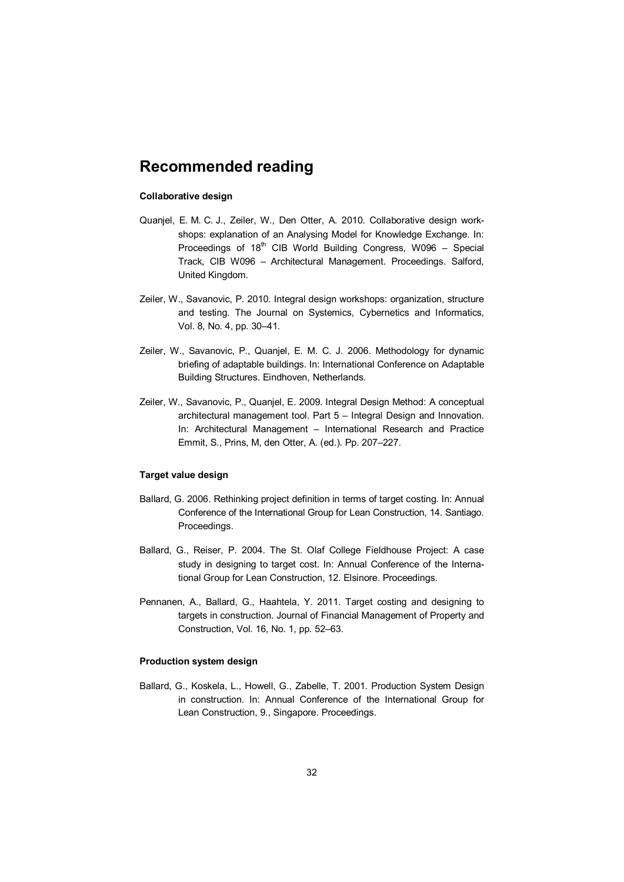# Recommended reading

**Collaborative design**

Quanjel, E. M. C. J., Zeiler, W., Den Otter, A. 2010. Collaborative design workshops: explanation of an Analysing Model for Knowledge Exchange. In: Proceedings of 18th CIB World Building Congress, W096 – Special Track, CIB W096 – Architectural Management. Proceedings. Salford, United Kingdom.

Zeiler, W., Savanovic, P. 2010. Integral design workshops: organization, structure and testing. The Journal on Systemics, Cybernetics and Informatics, Vol. 8, No. 4, pp. 30–41.

Zeiler, W., Savanovic, P., Quanjel, E. M. C. J. 2006. Methodology for dynamic briefing of adaptable buildings. In: International Conference on Adaptable Building Structures. Eindhoven, Netherlands.

Zeiler, W., Savanovic, P., Quanjel, E. 2009. Integral Design Method: A conceptual architectural management tool. Part 5 – Integral Design and Innovation. In: Architectural Management – International Research and Practice Emmit, S., Prins, M, den Otter, A. (ed.). Pp. 207–227.

**Target value design**

Ballard, G. 2006. Rethinking project definition in terms of target costing. In: Annual Conference of the International Group for Lean Construction, 14. Santiago. Proceedings.

Ballard, G., Reiser, P. 2004. The St. Olaf College Fieldhouse Project: A case study in designing to target cost. In: Annual Conference of the International Group for Lean Construction, 12. Elsinore. Proceedings.

Pennanen, A., Ballard, G., Haahtela, Y. 2011. Target costing and designing to targets in construction. Journal of Financial Management of Property and Construction, Vol. 16, No. 1, pp. 52–63.

**Production system design**

Ballard, G., Koskela, L., Howell, G., Zabelle, T. 2001. Production System Design in construction. In: Annual Conference of the International Group for Lean Construction, 9., Singapore. Proceedings.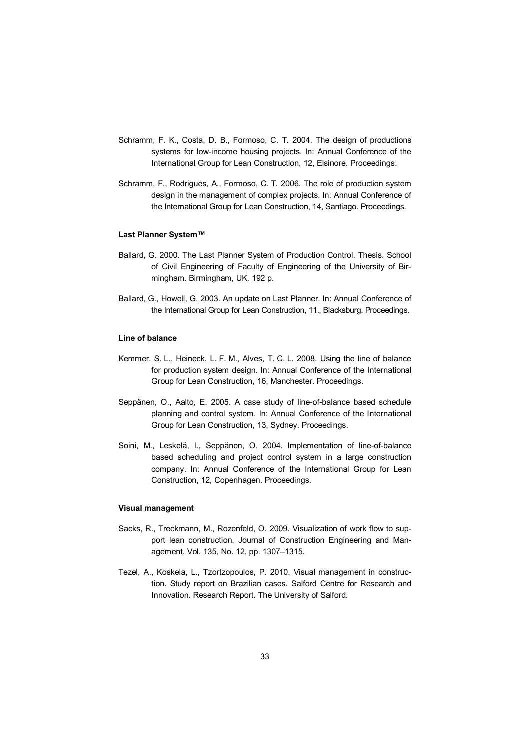Schramm, F. K., Costa, D. B., Formoso, C. T. 2004. The design of productions systems for low-income housing projects. In: Annual Conference of the International Group for Lean Construction, 12, Elsinore. Proceedings.

Schramm, F., Rodrigues, A., Formoso, C. T. 2006. The role of production system design in the management of complex projects. In: Annual Conference of the International Group for Lean Construction, 14, Santiago. Proceedings.

#### Last Planner System™

Ballard, G. 2000. The Last Planner System of Production Control. Thesis. School of Civil Engineering of Faculty of Engineering of the University of Birmingham. Birmingham, UK. 192 p.

Ballard, G., Howell, G. 2003. An update on Last Planner. In: Annual Conference of the International Group for Lean Construction, 11., Blacksburg. Proceedings.

#### Line of balance

Kemmer, S. L., Heineck, L. F. M., Alves, T. C. L. 2008. Using the line of balance for production system design. In: Annual Conference of the International Group for Lean Construction, 16, Manchester. Proceedings.

Seppänen, O., Aalto, E. 2005. A case study of line-of-balance based schedule planning and control system. In: Annual Conference of the International Group for Lean Construction, 13, Sydney. Proceedings.

Soini, M., Leskelä, I., Seppänen, O. 2004. Implementation of line-of-balance based scheduling and project control system in a large construction company. In: Annual Conference of the International Group for Lean Construction, 12, Copenhagen. Proceedings.

#### Visual management

Sacks, R., Treckmann, M., Rozenfeld, O. 2009. Visualization of work flow to support lean construction. Journal of Construction Engineering and Management, Vol. 135, No. 12, pp. 1307–1315.

Tezel, A., Koskela, L., Tzortzopoulos, P. 2010. Visual management in construction. Study report on Brazilian cases. Salford Centre for Research and Innovation. Research Report. The University of Salford.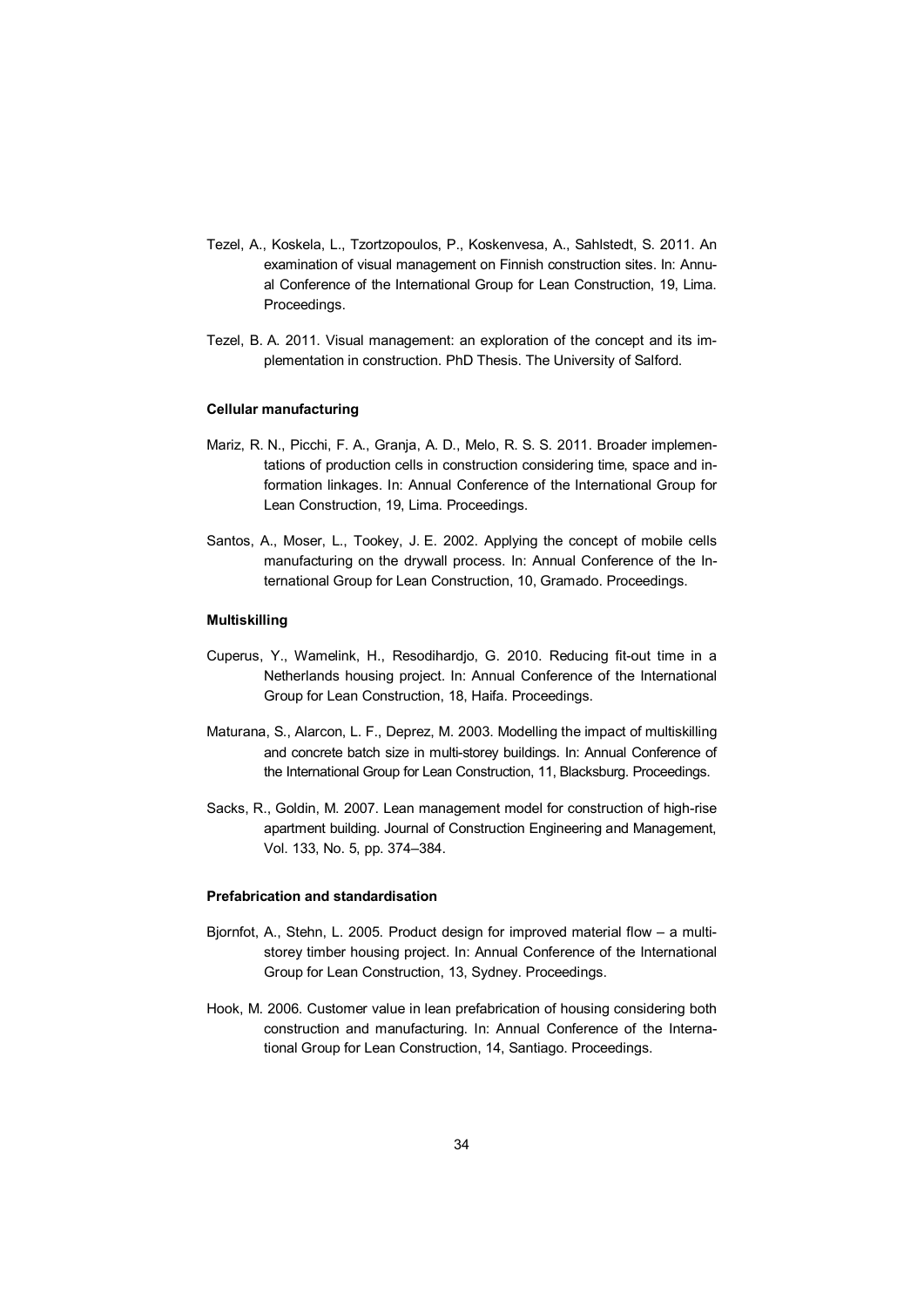Tezel, A., Koskela, L., Tzortzopoulos, P., Koskenvesa, A., Sahlstedt, S. 2011. An examination of visual management on Finnish construction sites. In: Annual Conference of the International Group for Lean Construction, 19, Lima. Proceedings.

Tezel, B. A. 2011. Visual management: an exploration of the concept and its implementation in construction. PhD Thesis. The University of Salford.

#### Cellular manufacturing

Mariz, R. N., Picchi, F. A., Granja, A. D., Melo, R. S. S. 2011. Broader implementations of production cells in construction considering time, space and information linkages. In: Annual Conference of the International Group for Lean Construction, 19, Lima. Proceedings.

Santos, A., Moser, L., Tookey, J. E. 2002. Applying the concept of mobile cells manufacturing on the drywall process. In: Annual Conference of the International Group for Lean Construction, 10, Gramado. Proceedings.

#### Multiskilling

Cuperus, Y., Wamelink, H., Resodihardjo, G. 2010. Reducing fit-out time in a Netherlands housing project. In: Annual Conference of the International Group for Lean Construction, 18, Haifa. Proceedings.

Maturana, S., Alarcon, L. F., Deprez, M. 2003. Modelling the impact of multiskilling and concrete batch size in multi-storey buildings. In: Annual Conference of the International Group for Lean Construction, 11, Blacksburg. Proceedings.

Sacks, R., Goldin, M. 2007. Lean management model for construction of high-rise apartment building. Journal of Construction Engineering and Management, Vol. 133, No. 5, pp. 374–384.

#### Prefabrication and standardisation

Bjornfot, A., Stehn, L. 2005. Product design for improved material flow – a multi-storey timber housing project. In: Annual Conference of the International Group for Lean Construction, 13, Sydney. Proceedings.

Hook, M. 2006. Customer value in lean prefabrication of housing considering both construction and manufacturing. In: Annual Conference of the International Group for Lean Construction, 14, Santiago. Proceedings.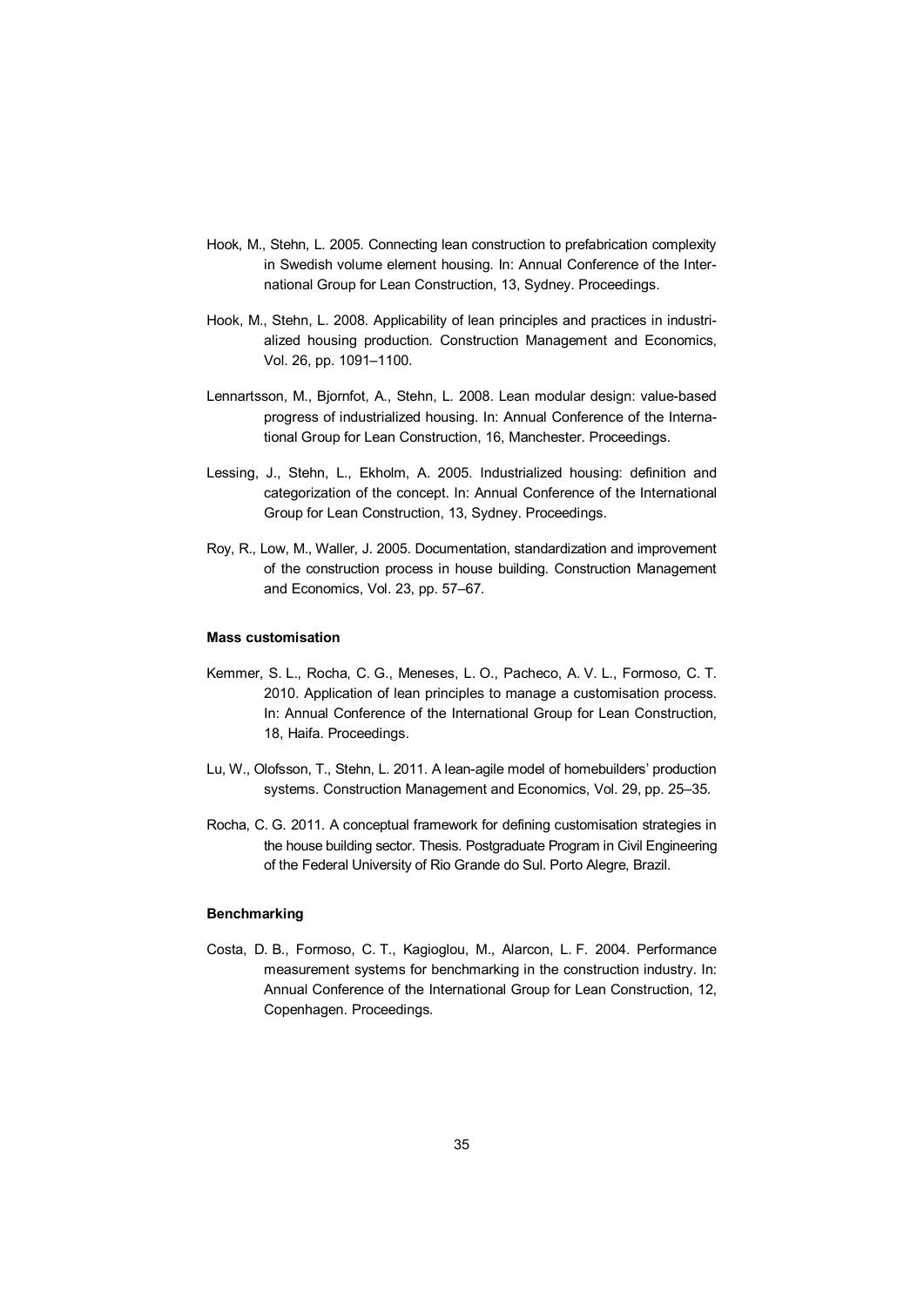Hook, M., Stehn, L. 2005. Connecting lean construction to prefabrication complexity in Swedish volume element housing. In: Annual Conference of the International Group for Lean Construction, 13, Sydney. Proceedings.

Hook, M., Stehn, L. 2008. Applicability of lean principles and practices in industrialized housing production. Construction Management and Economics, Vol. 26, pp. 1091–1100.

Lennartsson, M., Bjornfot, A., Stehn, L. 2008. Lean modular design: value-based progress of industrialized housing. In: Annual Conference of the International Group for Lean Construction, 16, Manchester. Proceedings.

Lessing, J., Stehn, L., Ekholm, A. 2005. Industrialized housing: definition and categorization of the concept. In: Annual Conference of the International Group for Lean Construction, 13, Sydney. Proceedings.

Roy, R., Low, M., Waller, J. 2005. Documentation, standardization and improvement of the construction process in house building. Construction Management and Economics, Vol. 23, pp. 57–67.

**Mass customisation**

Kemmer, S. L., Rocha, C. G., Meneses, L. O., Pacheco, A. V. L., Formoso, C. T. 2010. Application of lean principles to manage a customisation process. In: Annual Conference of the International Group for Lean Construction, 18, Haifa. Proceedings.

Lu, W., Olofsson, T., Stehn, L. 2011. A lean-agile model of homebuilders' production systems. Construction Management and Economics, Vol. 29, pp. 25–35.

Rocha, C. G. 2011. A conceptual framework for defining customisation strategies in the house building sector. Thesis. Postgraduate Program in Civil Engineering of the Federal University of Rio Grande do Sul. Porto Alegre, Brazil.

**Benchmarking**

Costa, D. B., Formoso, C. T., Kagioglou, M., Alarcon, L. F. 2004. Performance measurement systems for benchmarking in the construction industry. In: Annual Conference of the International Group for Lean Construction, 12, Copenhagen. Proceedings.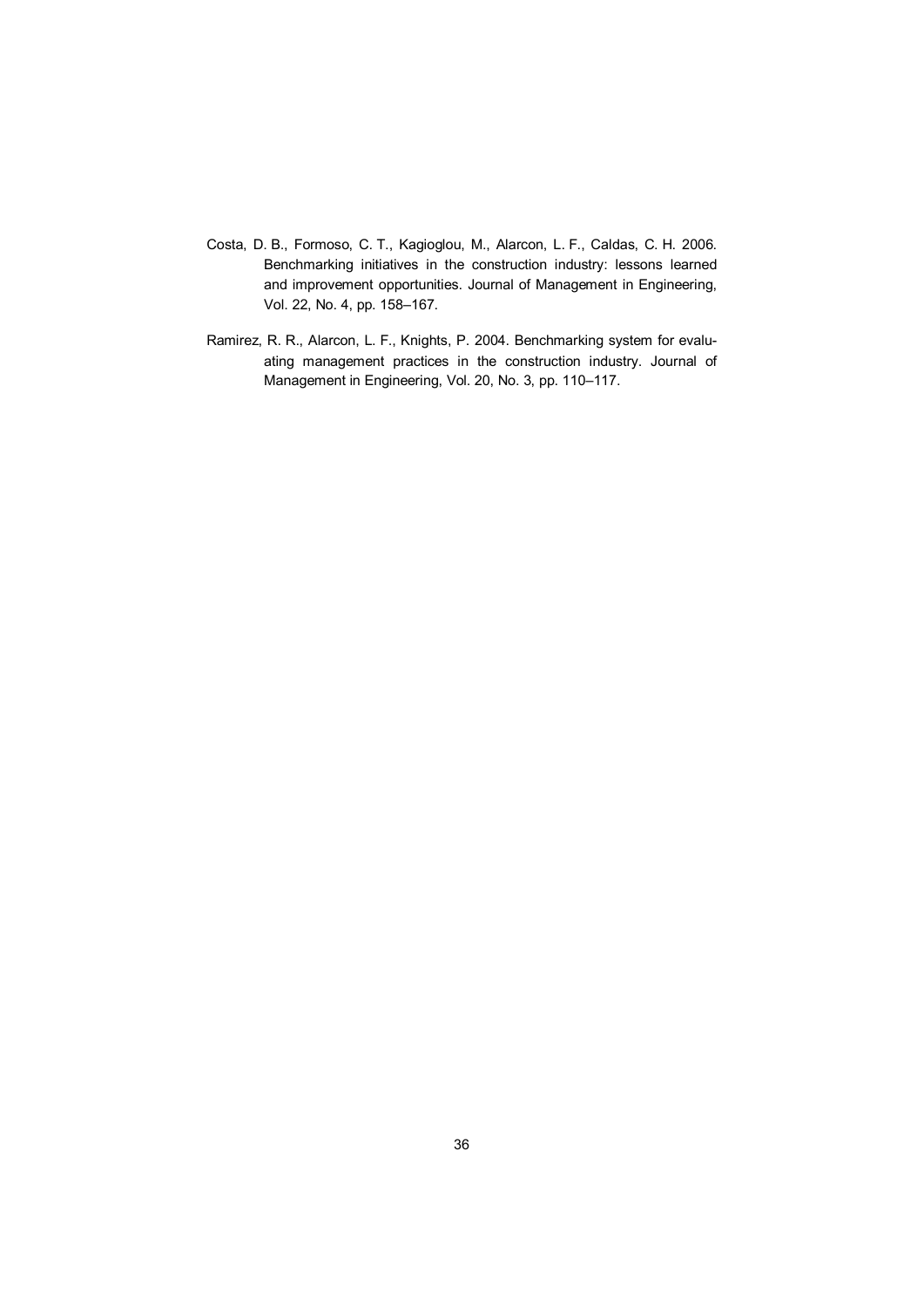Costa, D. B., Formoso, C. T., Kagioglou, M., Alarcon, L. F., Caldas, C. H. 2006. Benchmarking initiatives in the construction industry: lessons learned and improvement opportunities. Journal of Management in Engineering, Vol. 22, No. 4, pp. 158–167.

Ramirez, R. R., Alarcon, L. F., Knights, P. 2004. Benchmarking system for evaluating management practices in the construction industry. Journal of Management in Engineering, Vol. 20, No. 3, pp. 110–117.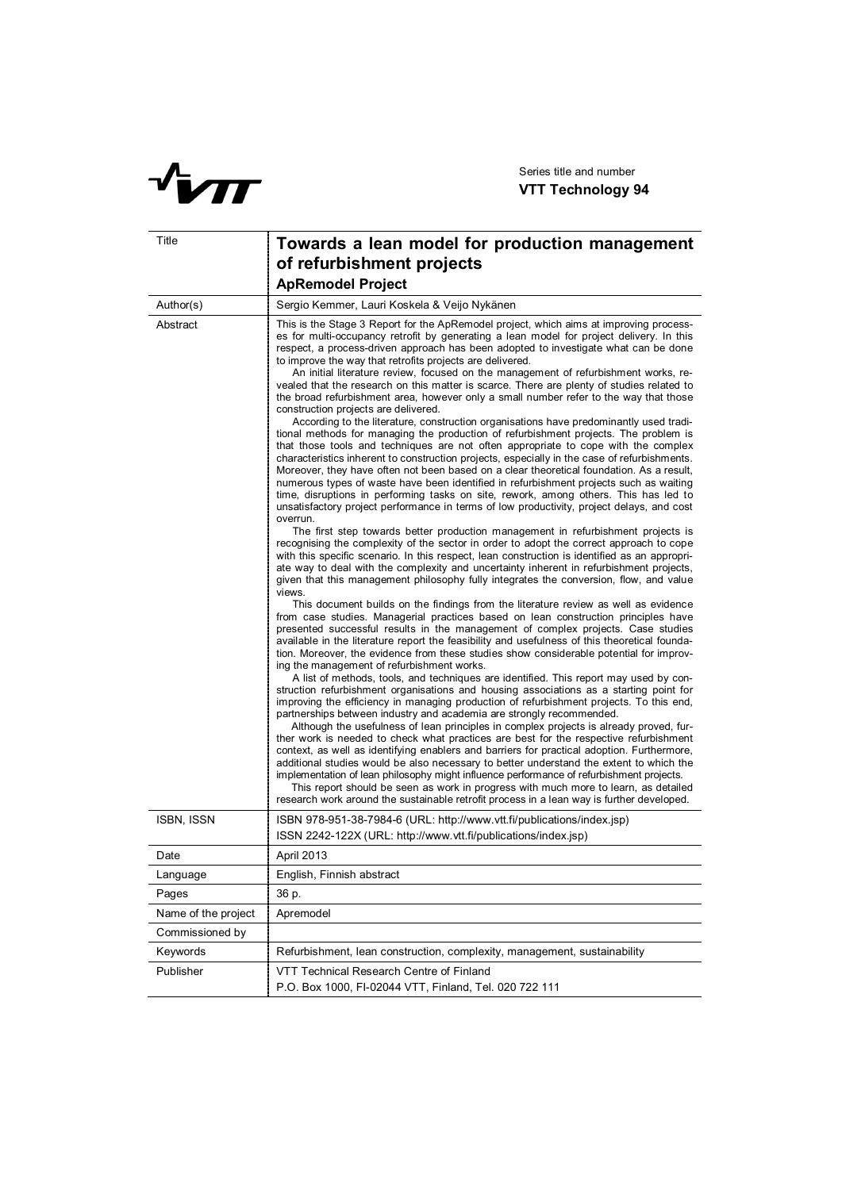Series title and number

**VTT Technology 94**

| Title | **Towards a lean model for production management of refurbishment projects** <br> **ApRemodel Project** |
|---|---|
| Author(s) | Sergio Kemmer, Lauri Koskela & Veijo Nykänen |
| Abstract | This is the Stage 3 Report for the ApRemodel project, which aims at improving processes for multi-occupancy retrofit by generating a lean model for project delivery. In this respect, a process-driven approach has been adopted to investigate what can be done to improve the way that retrofits projects are delivered. <br> An initial literature review, focused on the management of refurbishment works, revealed that the research on this matter is scarce. There are plenty of studies related to the broad refurbishment area, however only a small number refer to the way that those construction projects are delivered. <br> According to the literature, construction organisations have predominantly used traditional methods for managing the production of refurbishment projects. The problem is that those tools and techniques are not often appropriate to cope with the complex characteristics inherent to construction projects, especially in the case of refurbishments. Moreover, they have often not been based on a clear theoretical foundation. As a result, numerous types of waste have been identified in refurbishment projects such as waiting time, disruptions in performing tasks on site, rework, among others. This has led to unsatisfactory project performance in terms of low productivity, project delays, and cost overrun. <br> The first step towards better production management in refurbishment projects is recognising the complexity of the sector in order to adopt the correct approach to cope with this specific scenario. In this respect, lean construction is identified as an appropriate way to deal with the complexity and uncertainty inherent in refurbishment projects, given that this management philosophy fully integrates the conversion, flow, and value views. <br> This document builds on the findings from the literature review as well as evidence from case studies. Managerial practices based on lean construction principles have presented successful results in the management of complex projects. Case studies available in the literature report the feasibility and usefulness of this theoretical foundation. Moreover, the evidence from these studies show considerable potential for improving the management of refurbishment works. <br> A list of methods, tools, and techniques are identified. This report may used by construction refurbishment organisations and housing associations as a starting point for improving the efficiency in managing production of refurbishment projects. To this end, partnerships between industry and academia are strongly recommended. <br> Although the usefulness of lean principles in complex projects is already proved, further work is needed to check what practices are best for the respective refurbishment context, as well as identifying enablers and barriers for practical adoption. Furthermore, additional studies would be also necessary to better understand the extent to which the implementation of lean philosophy might influence performance of refurbishment projects. <br> This report should be seen as work in progress with much more to learn, as detailed research work around the sustainable retrofit process in a lean way is further developed. |
| ISBN, ISSN | ISBN 978-951-38-7984-6 (URL: http://www.vtt.fi/publications/index.jsp) <br> ISSN 2242-122X (URL: http://www.vtt.fi/publications/index.jsp) |
| Date | April 2013 |
| Language | English, Finnish abstract |
| Pages | 36 p. |
| Name of the project | Apremodel |
| Commissioned by | |
| Keywords | Refurbishment, lean construction, complexity, management, sustainability |
| Publisher | VTT Technical Research Centre of Finland <br> P.O. Box 1000, FI-02044 VTT, Finland, Tel. 020 722 111 |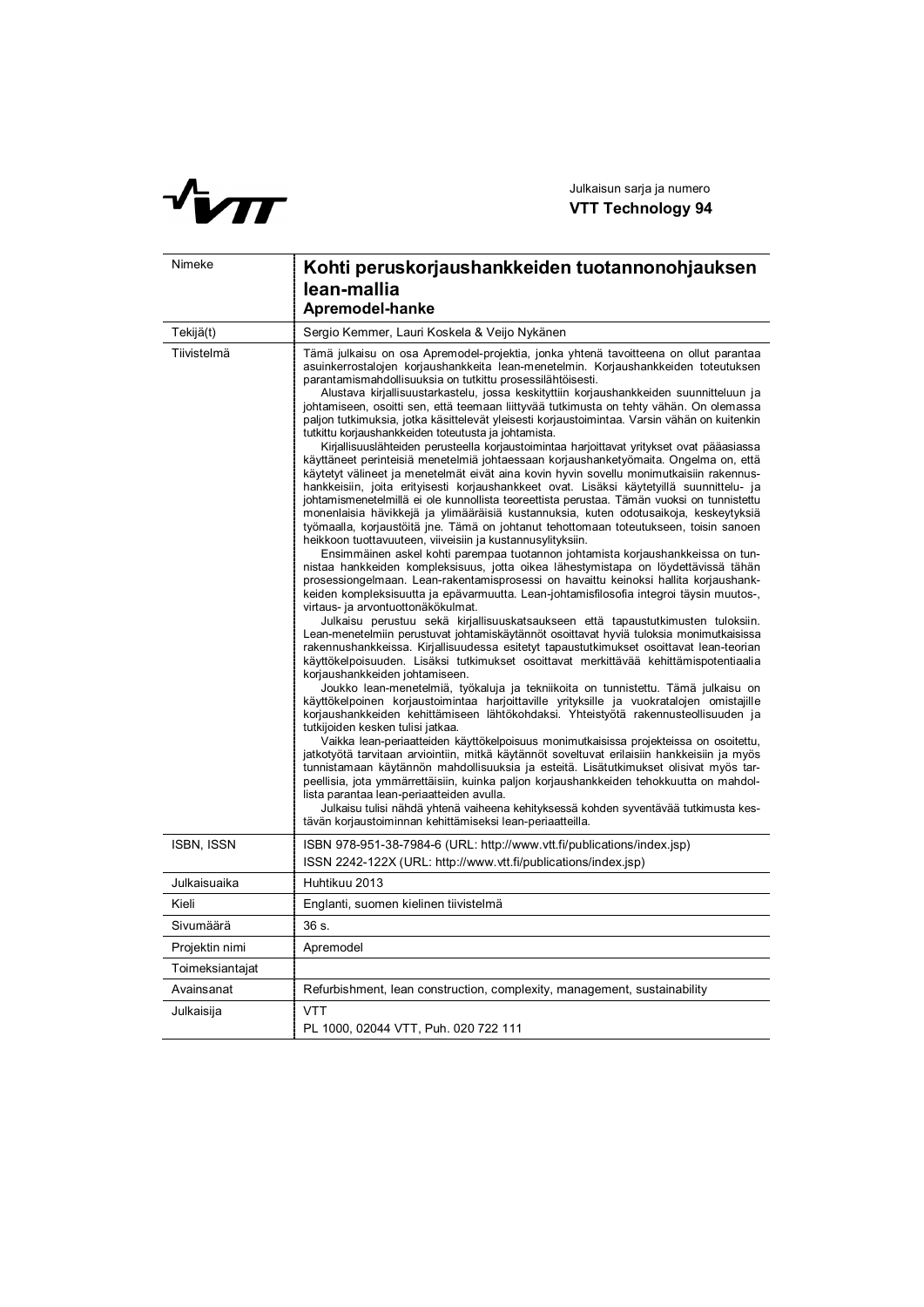Julkaisun sarja ja numero

**VTT Technology 94**

| Nimeke | **Kohti peruskorjaushankkeiden tuotannonohjauksen lean-mallia** <br> **Apremodel-hanke** |
| --- | --- |
| Tekijä(t) | Sergio Kemmer, Lauri Koskela & Veijo Nykänen |
| Tiivistelmä | Tämä julkaisu on osa Apremodel-projektia, jonka yhtenä tavoitteena on ollut parantaa asuinkerrostalojen korjaushankkeita lean-menetelmin. Korjaushankkeiden toteutuksen parantamismahdollisuuksia on tutkittu prosessilähtöisesti. <br> Alustava kirjallisuustarkastelu, jossa keskityttiin korjaushankkeiden suunnitteluun ja johtamiseen, osoitti sen, että teemaan liittyvää tutkimusta on tehty vähän. On olemassa paljon tutkimuksia, jotka käsittelevät yleisesti korjaustoimintaa. Varsin vähän on kuitenkin tutkittu korjaushankkeiden toteutusta ja johtamista. <br> Kirjallisuuslähteiden perusteella korjaustoimintaa harjoittavat yritykset ovat pääasiassa käyttäneet perinteisiä menetelmiä johtaessaan korjaushanketyömaita. Ongelma on, että käytetyt välineet ja menetelmät eivät aina kovin hyvin sovellu monimutkaisiin rakennushankkeisiin, joita erityisesti korjaushankkeet ovat. Lisäksi käytetyillä suunnittelu- ja johtamismenetelmillä ei ole kunnollista teoreettista perustaa. Tämän vuoksi on tunnistettu monenlaisia hävikkejä ja ylimääräisiä kustannuksia, kuten odotusaikoja, keskeytyksiä työmaalla, korjaustöitä jne. Tämä on johtanut tehottomaan toteutukseen, toisin sanoen heikkoon tuottavuuteen, viiveisiin ja kustannusylityksiin. <br> Ensimmäinen askel kohti parempaa tuotannon johtamista korjaushankkeissa on tunnistaa hankkeiden kompleksisuus, jotta oikea lähestymistapa on löydettävissä tähän prosessiongelmaan. Lean-rakentamisprosessi on havaittu keinoksi hallita korjaushankkeiden kompleksisuutta ja epävarmuutta. Lean-johtamisfilosofia integroi täysin muutos-, virtaus- ja arvontuottonäkökulmat. <br> Julkaisu perustuu sekä kirjallisuuskatsaukseen että tapaustutkimusten tuloksiin. Lean-menetelmiin perustuvat johtamiskäytännöt osoittavat hyviä tuloksia monimutkaisissa rakennushankkeissa. Kirjallisuudessa esitetyt tapaustutkimukset osoittavat lean-teorian käyttökelpoisuuden. Lisäksi tutkimukset osoittavat merkittävää kehittämispotentiaalia korjaushankkeiden johtamiseen. <br> Joukko lean-menetelmiä, työkaluja ja tekniikoita on tunnistettu. Tämä julkaisu on käyttökelpoinen korjaustoimintaa harjoittaville yrityksille ja vuokratalojen omistajille korjaushankkeiden kehittämiseen lähtökohdaksi. Yhteistyötä rakennusteollisuuden ja tutkijoiden kesken tulisi jatkaa. <br> Vaikka lean-periaatteiden käyttökelpoisuus monimutkaisissa projekteissa on osoitettu, jatkotyötä tarvitaan arviointiin, mitkä käytännöt soveltuvat erilaisiin hankkeisiin ja myös tunnistamaan käytännön mahdollisuuksia ja esteitä. Lisätutkimukset olisivat myös tarpeellisia, jota ymmärrettäisiin, kuinka paljon korjaushankkeiden tehokkuutta on mahdollista parantaa lean-periaatteiden avulla. <br> Julkaisu tulisi nähdä yhtenä vaiheena kehityksessä kohden syventävää tutkimusta kestävän korjaustoiminnan kehittämiseksi lean-periaatteilla. |
| ISBN, ISSN | ISBN 978-951-38-7984-6 (URL: http://www.vtt.fi/publications/index.jsp) <br> ISSN 2242-122X (URL: http://www.vtt.fi/publications/index.jsp) |
| Julkaisuaika | Huhtikuu 2013 |
| Kieli | Englanti, suomen kielinen tiivistelmä |
| Sivumäärä | 36 s. |
| Projektin nimi | Apremodel |
| Toimeksiantajat | |
| Avainsanat | Refurbishment, lean construction, complexity, management, sustainability |
| Julkaisija | VTT <br> PL 1000, 02044 VTT, Puh. 020 722 111 |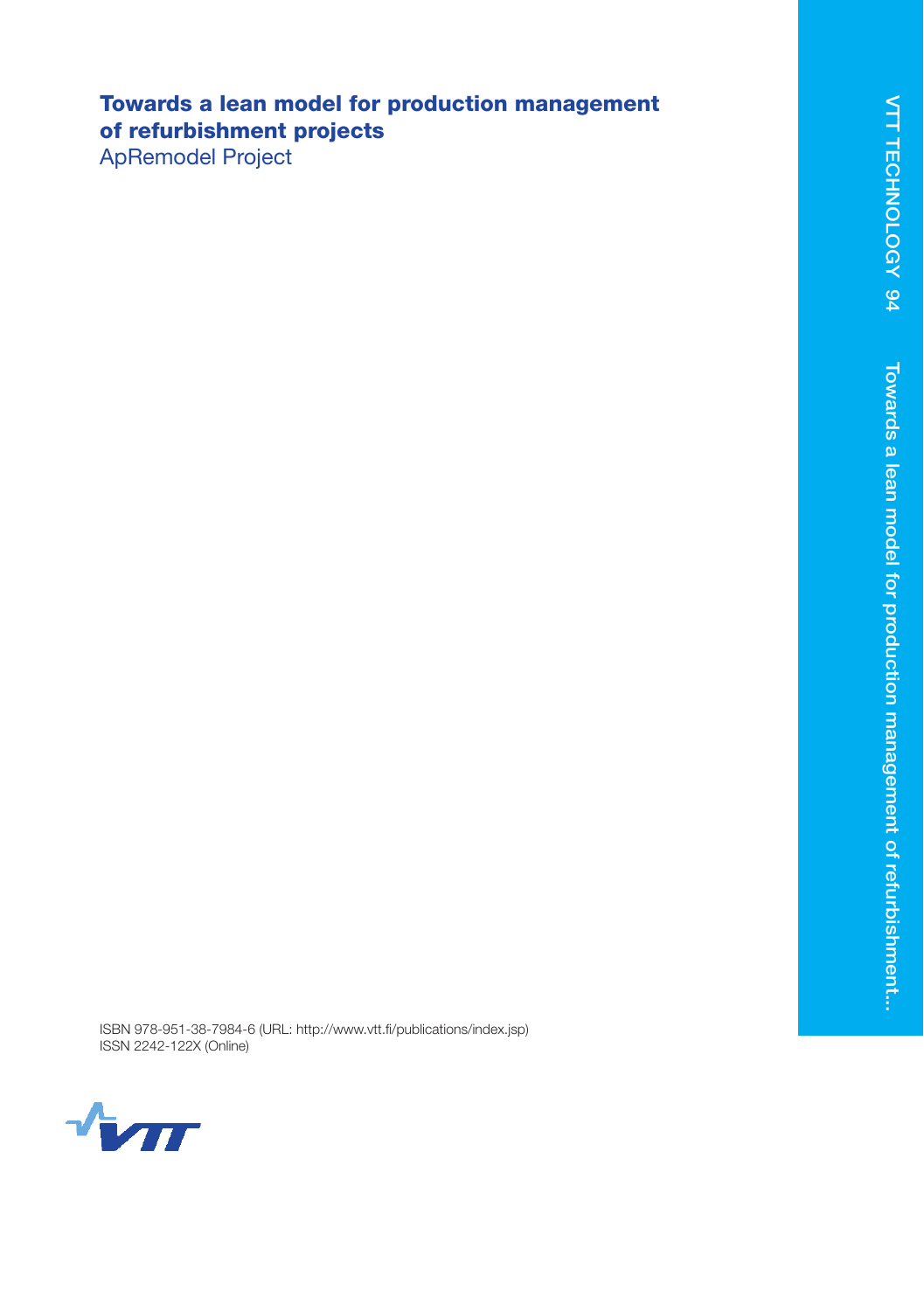# Towards a lean model for production management of refurbishment projects

ApRemodel Project

ISBN 978-951-38-7984-6 (URL: http://www.vtt.fi/publications/index.jsp)
ISSN 2242-122X (Online)

VTT TECHNOLOGY 94 Towards a lean model for production management of refurbishment...